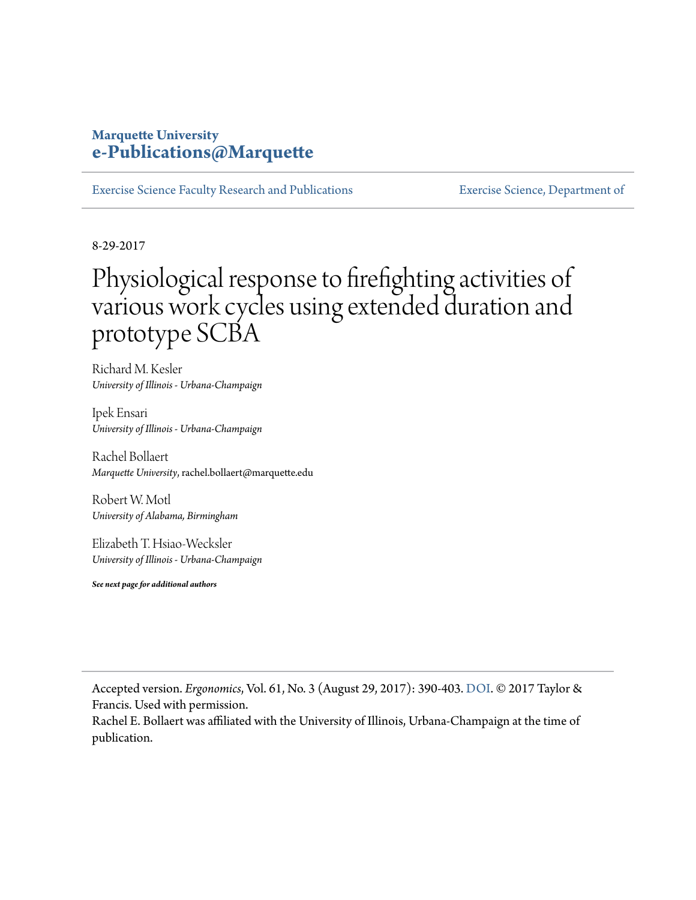Marquette University
**e-Publications@Marquette**

Exercise Science Faculty Research and Publications | Exercise Science, Department of

8-29-2017

# Physiological response to firefighting activities of various work cycles using extended duration and prototype SCBA

Richard M. Kesler
*University of Illinois - Urbana-Champaign*

Ipek Ensari
*University of Illinois - Urbana-Champaign*

Rachel Bollaert
*Marquette University*, rachel.bollaert@marquette.edu

Robert W. Motl
*University of Alabama, Birmingham*

Elizabeth T. Hsiao-Wecksler
*University of Illinois - Urbana-Champaign*

***See next page for additional authors***

Accepted version. *Ergonomics*, Vol. 61, No. 3 (August 29, 2017): 390-403. DOI. © 2017 Taylor & Francis. Used with permission.
Rachel E. Bollaert was affiliated with the University of Illinois, Urbana-Champaign at the time of publication.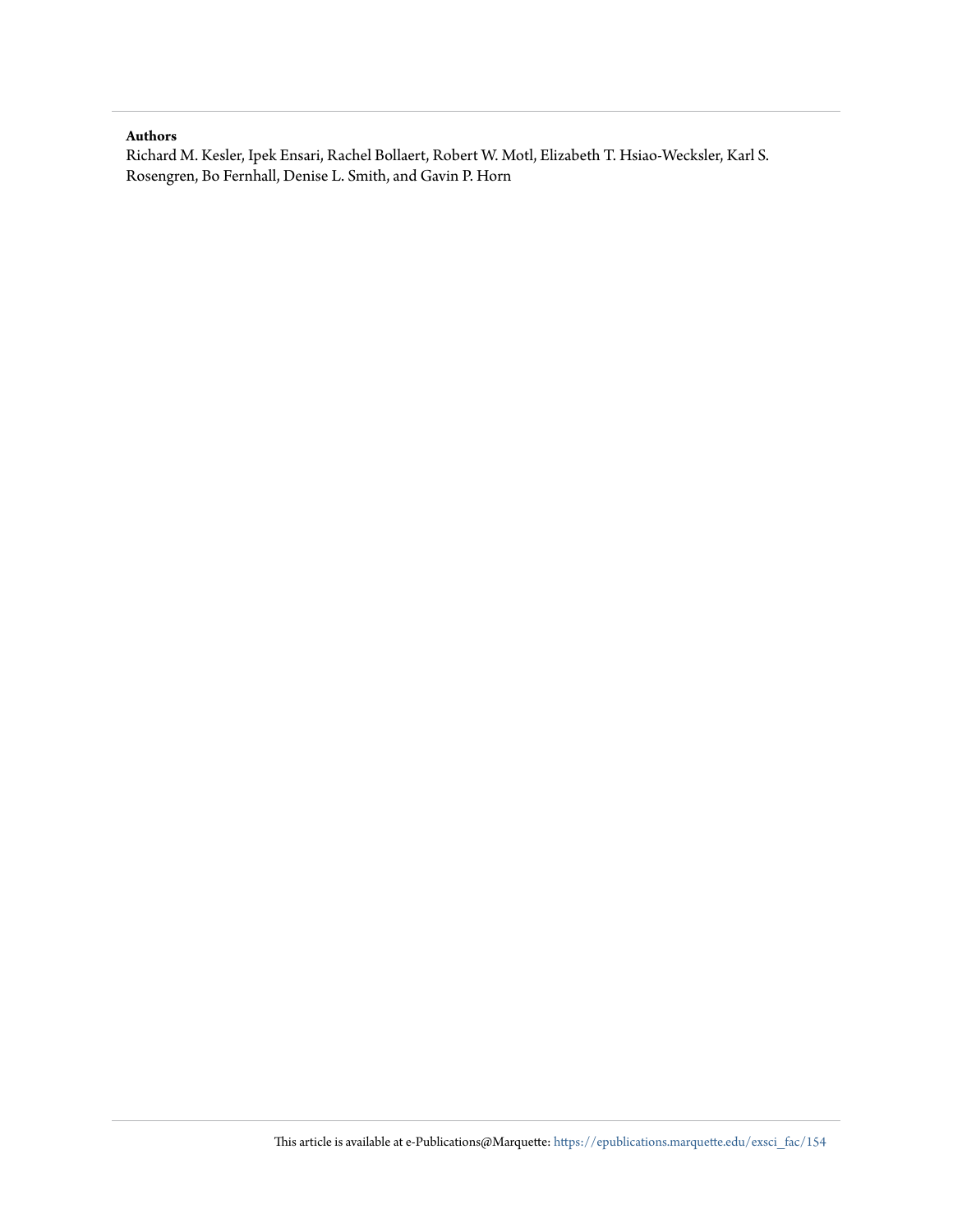**Authors**

Richard M. Kesler, Ipek Ensari, Rachel Bollaert, Robert W. Motl, Elizabeth T. Hsiao-Wecksler, Karl S. Rosengren, Bo Fernhall, Denise L. Smith, and Gavin P. Horn

This article is available at e-Publications@Marquette: https://epublications.marquette.edu/exsci_fac/154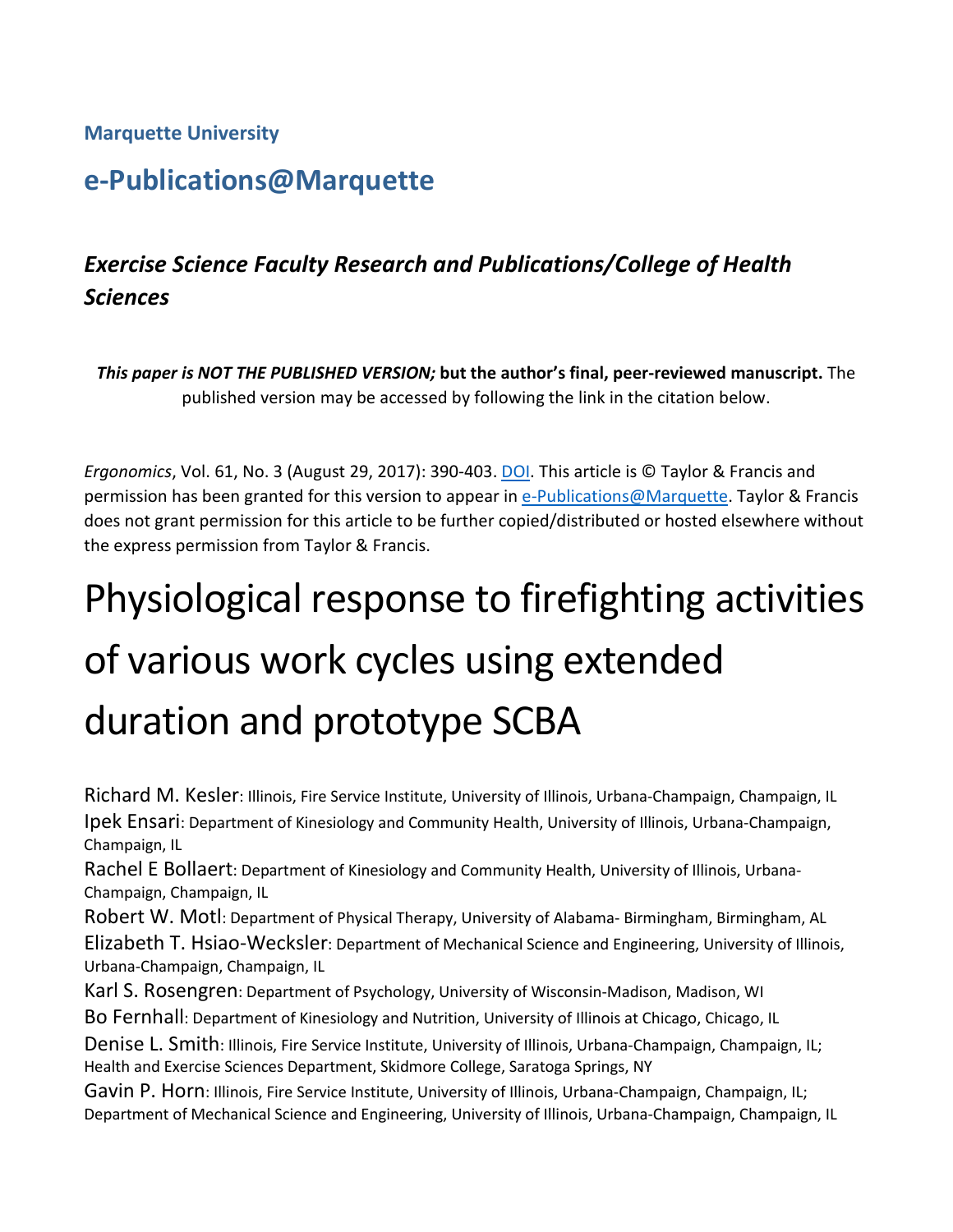**Marquette University**

## e-Publications@Marquette

### *Exercise Science Faculty Research and Publications/College of Health Sciences*

***This paper is NOT THE PUBLISHED VERSION;* but the author's final, peer-reviewed manuscript.** The published version may be accessed by following the link in the citation below.

*Ergonomics*, Vol. 61, No. 3 (August 29, 2017): 390-403. DOI. This article is © Taylor & Francis and permission has been granted for this version to appear in e-Publications@Marquette. Taylor & Francis does not grant permission for this article to be further copied/distributed or hosted elsewhere without the express permission from Taylor & Francis.

# Physiological response to firefighting activities of various work cycles using extended duration and prototype SCBA

Richard M. Kesler: Illinois, Fire Service Institute, University of Illinois, Urbana-Champaign, Champaign, IL
Ipek Ensari: Department of Kinesiology and Community Health, University of Illinois, Urbana-Champaign, Champaign, IL
Rachel E Bollaert: Department of Kinesiology and Community Health, University of Illinois, Urbana-Champaign, Champaign, IL
Robert W. Motl: Department of Physical Therapy, University of Alabama- Birmingham, Birmingham, AL
Elizabeth T. Hsiao-Wecksler: Department of Mechanical Science and Engineering, University of Illinois, Urbana-Champaign, Champaign, IL
Karl S. Rosengren: Department of Psychology, University of Wisconsin-Madison, Madison, WI
Bo Fernhall: Department of Kinesiology and Nutrition, University of Illinois at Chicago, Chicago, IL
Denise L. Smith: Illinois, Fire Service Institute, University of Illinois, Urbana-Champaign, Champaign, IL; Health and Exercise Sciences Department, Skidmore College, Saratoga Springs, NY
Gavin P. Horn: Illinois, Fire Service Institute, University of Illinois, Urbana-Champaign, Champaign, IL; Department of Mechanical Science and Engineering, University of Illinois, Urbana-Champaign, Champaign, IL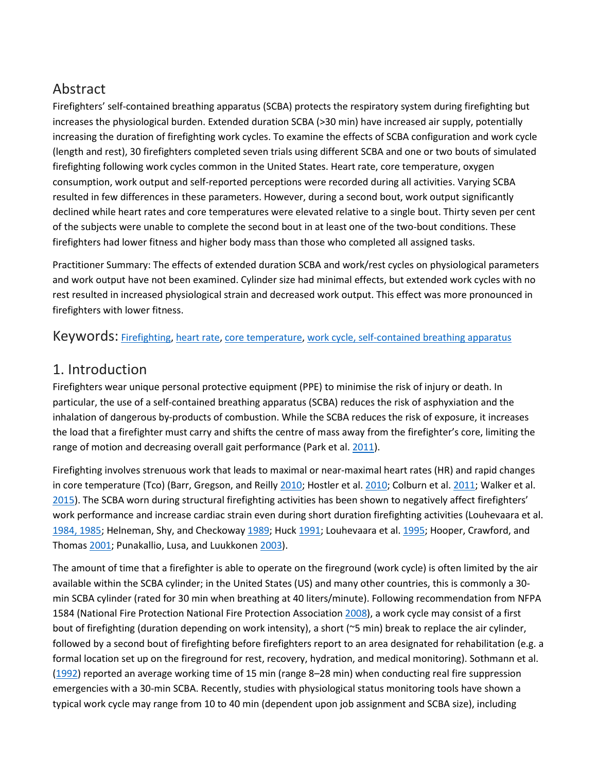## Abstract

Firefighters' self-contained breathing apparatus (SCBA) protects the respiratory system during firefighting but increases the physiological burden. Extended duration SCBA (>30 min) have increased air supply, potentially increasing the duration of firefighting work cycles. To examine the effects of SCBA configuration and work cycle (length and rest), 30 firefighters completed seven trials using different SCBA and one or two bouts of simulated firefighting following work cycles common in the United States. Heart rate, core temperature, oxygen consumption, work output and self-reported perceptions were recorded during all activities. Varying SCBA resulted in few differences in these parameters. However, during a second bout, work output significantly declined while heart rates and core temperatures were elevated relative to a single bout. Thirty seven per cent of the subjects were unable to complete the second bout in at least one of the two-bout conditions. These firefighters had lower fitness and higher body mass than those who completed all assigned tasks.

Practitioner Summary: The effects of extended duration SCBA and work/rest cycles on physiological parameters and work output have not been examined. Cylinder size had minimal effects, but extended work cycles with no rest resulted in increased physiological strain and decreased work output. This effect was more pronounced in firefighters with lower fitness.

## Keywords: Firefighting, heart rate, core temperature, work cycle, self-contained breathing apparatus

## 1. Introduction

Firefighters wear unique personal protective equipment (PPE) to minimise the risk of injury or death. In particular, the use of a self-contained breathing apparatus (SCBA) reduces the risk of asphyxiation and the inhalation of dangerous by-products of combustion. While the SCBA reduces the risk of exposure, it increases the load that a firefighter must carry and shifts the centre of mass away from the firefighter's core, limiting the range of motion and decreasing overall gait performance (Park et al. 2011).

Firefighting involves strenuous work that leads to maximal or near-maximal heart rates (HR) and rapid changes in core temperature (Tco) (Barr, Gregson, and Reilly 2010; Hostler et al. 2010; Colburn et al. 2011; Walker et al. 2015). The SCBA worn during structural firefighting activities has been shown to negatively affect firefighters' work performance and increase cardiac strain even during short duration firefighting activities (Louhevaara et al. 1984, 1985; Helneman, Shy, and Checkoway 1989; Huck 1991; Louhevaara et al. 1995; Hooper, Crawford, and Thomas 2001; Punakallio, Lusa, and Luukkonen 2003).

The amount of time that a firefighter is able to operate on the fireground (work cycle) is often limited by the air available within the SCBA cylinder; in the United States (US) and many other countries, this is commonly a 30-min SCBA cylinder (rated for 30 min when breathing at 40 liters/minute). Following recommendation from NFPA 1584 (National Fire Protection National Fire Protection Association 2008), a work cycle may consist of a first bout of firefighting (duration depending on work intensity), a short (~5 min) break to replace the air cylinder, followed by a second bout of firefighting before firefighters report to an area designated for rehabilitation (e.g. a formal location set up on the fireground for rest, recovery, hydration, and medical monitoring). Sothmann et al. (1992) reported an average working time of 15 min (range 8–28 min) when conducting real fire suppression emergencies with a 30-min SCBA. Recently, studies with physiological status monitoring tools have shown a typical work cycle may range from 10 to 40 min (dependent upon job assignment and SCBA size), including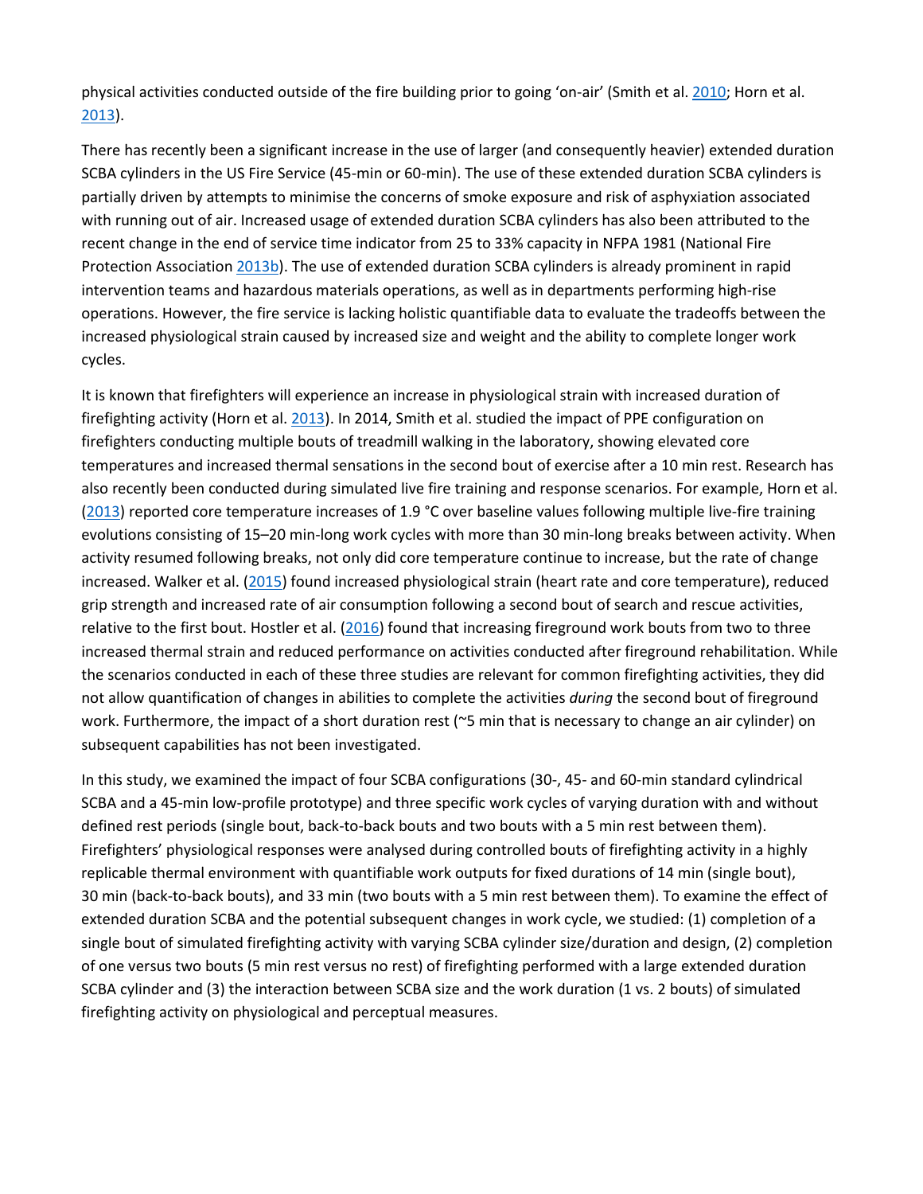physical activities conducted outside of the fire building prior to going 'on-air' (Smith et al. 2010; Horn et al. 2013).

There has recently been a significant increase in the use of larger (and consequently heavier) extended duration SCBA cylinders in the US Fire Service (45-min or 60-min). The use of these extended duration SCBA cylinders is partially driven by attempts to minimise the concerns of smoke exposure and risk of asphyxiation associated with running out of air. Increased usage of extended duration SCBA cylinders has also been attributed to the recent change in the end of service time indicator from 25 to 33% capacity in NFPA 1981 (National Fire Protection Association 2013b). The use of extended duration SCBA cylinders is already prominent in rapid intervention teams and hazardous materials operations, as well as in departments performing high-rise operations. However, the fire service is lacking holistic quantifiable data to evaluate the tradeoffs between the increased physiological strain caused by increased size and weight and the ability to complete longer work cycles.

It is known that firefighters will experience an increase in physiological strain with increased duration of firefighting activity (Horn et al. 2013). In 2014, Smith et al. studied the impact of PPE configuration on firefighters conducting multiple bouts of treadmill walking in the laboratory, showing elevated core temperatures and increased thermal sensations in the second bout of exercise after a 10 min rest. Research has also recently been conducted during simulated live fire training and response scenarios. For example, Horn et al. (2013) reported core temperature increases of 1.9 °C over baseline values following multiple live-fire training evolutions consisting of 15–20 min-long work cycles with more than 30 min-long breaks between activity. When activity resumed following breaks, not only did core temperature continue to increase, but the rate of change increased. Walker et al. (2015) found increased physiological strain (heart rate and core temperature), reduced grip strength and increased rate of air consumption following a second bout of search and rescue activities, relative to the first bout. Hostler et al. (2016) found that increasing fireground work bouts from two to three increased thermal strain and reduced performance on activities conducted after fireground rehabilitation. While the scenarios conducted in each of these three studies are relevant for common firefighting activities, they did not allow quantification of changes in abilities to complete the activities *during* the second bout of fireground work. Furthermore, the impact of a short duration rest (~5 min that is necessary to change an air cylinder) on subsequent capabilities has not been investigated.

In this study, we examined the impact of four SCBA configurations (30-, 45- and 60-min standard cylindrical SCBA and a 45-min low-profile prototype) and three specific work cycles of varying duration with and without defined rest periods (single bout, back-to-back bouts and two bouts with a 5 min rest between them). Firefighters' physiological responses were analysed during controlled bouts of firefighting activity in a highly replicable thermal environment with quantifiable work outputs for fixed durations of 14 min (single bout), 30 min (back-to-back bouts), and 33 min (two bouts with a 5 min rest between them). To examine the effect of extended duration SCBA and the potential subsequent changes in work cycle, we studied: (1) completion of a single bout of simulated firefighting activity with varying SCBA cylinder size/duration and design, (2) completion of one versus two bouts (5 min rest versus no rest) of firefighting performed with a large extended duration SCBA cylinder and (3) the interaction between SCBA size and the work duration (1 vs. 2 bouts) of simulated firefighting activity on physiological and perceptual measures.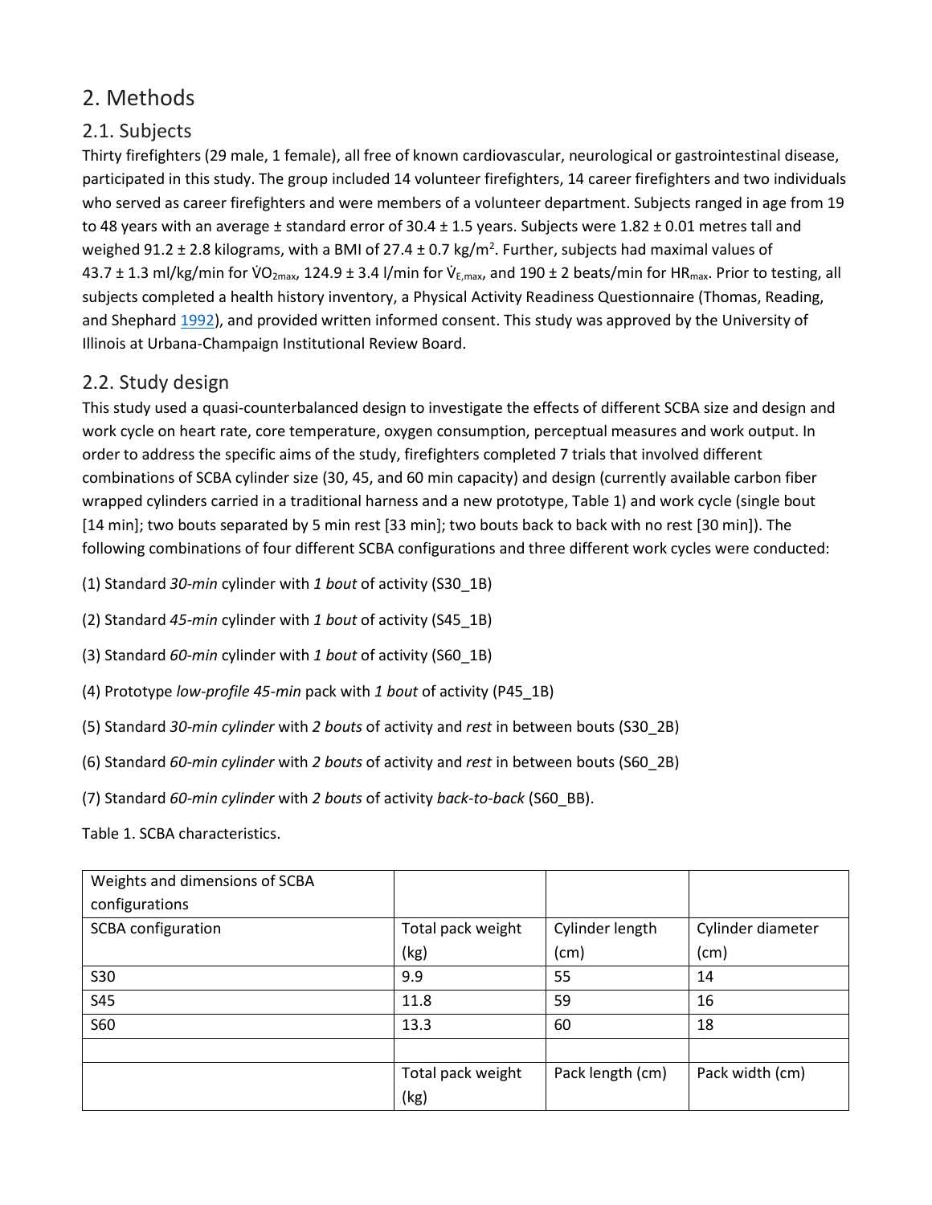## 2. Methods

### 2.1. Subjects

Thirty firefighters (29 male, 1 female), all free of known cardiovascular, neurological or gastrointestinal disease, participated in this study. The group included 14 volunteer firefighters, 14 career firefighters and two individuals who served as career firefighters and were members of a volunteer department. Subjects ranged in age from 19 to 48 years with an average ± standard error of 30.4 ± 1.5 years. Subjects were 1.82 ± 0.01 metres tall and weighed 91.2 ± 2.8 kilograms, with a BMI of 27.4 ± 0.7 kg/m$^2$. Further, subjects had maximal values of 43.7 ± 1.3 ml/kg/min for $\dot{V}O_{2max}$, 124.9 ± 3.4 l/min for $\dot{V}_{E,max}$, and 190 ± 2 beats/min for $HR_{max}$. Prior to testing, all subjects completed a health history inventory, a Physical Activity Readiness Questionnaire (Thomas, Reading, and Shephard 1992), and provided written informed consent. This study was approved by the University of Illinois at Urbana-Champaign Institutional Review Board.

### 2.2. Study design

This study used a quasi-counterbalanced design to investigate the effects of different SCBA size and design and work cycle on heart rate, core temperature, oxygen consumption, perceptual measures and work output. In order to address the specific aims of the study, firefighters completed 7 trials that involved different combinations of SCBA cylinder size (30, 45, and 60 min capacity) and design (currently available carbon fiber wrapped cylinders carried in a traditional harness and a new prototype, Table 1) and work cycle (single bout [14 min]; two bouts separated by 5 min rest [33 min]; two bouts back to back with no rest [30 min]). The following combinations of four different SCBA configurations and three different work cycles were conducted:

(1) Standard *30-min* cylinder with *1 bout* of activity (S30_1B)

(2) Standard *45-min* cylinder with *1 bout* of activity (S45_1B)

(3) Standard *60-min* cylinder with *1 bout* of activity (S60_1B)

(4) Prototype *low-profile 45-min* pack with *1 bout* of activity (P45_1B)

(5) Standard *30-min cylinder* with *2 bouts* of activity and *rest* in between bouts (S30_2B)

(6) Standard *60-min cylinder* with *2 bouts* of activity and *rest* in between bouts (S60_2B)

(7) Standard *60-min cylinder* with *2 bouts* of activity *back-to-back* (S60_BB).

Table 1. SCBA characteristics.

| Weights and dimensions of SCBA configurations | | | |
|---|---|---|---|
| SCBA configuration | Total pack weight (kg) | Cylinder length (cm) | Cylinder diameter (cm) |
| S30 | 9.9 | 55 | 14 |
| S45 | 11.8 | 59 | 16 |
| S60 | 13.3 | 60 | 18 |
| | | | |
| | Total pack weight (kg) | Pack length (cm) | Pack width (cm) |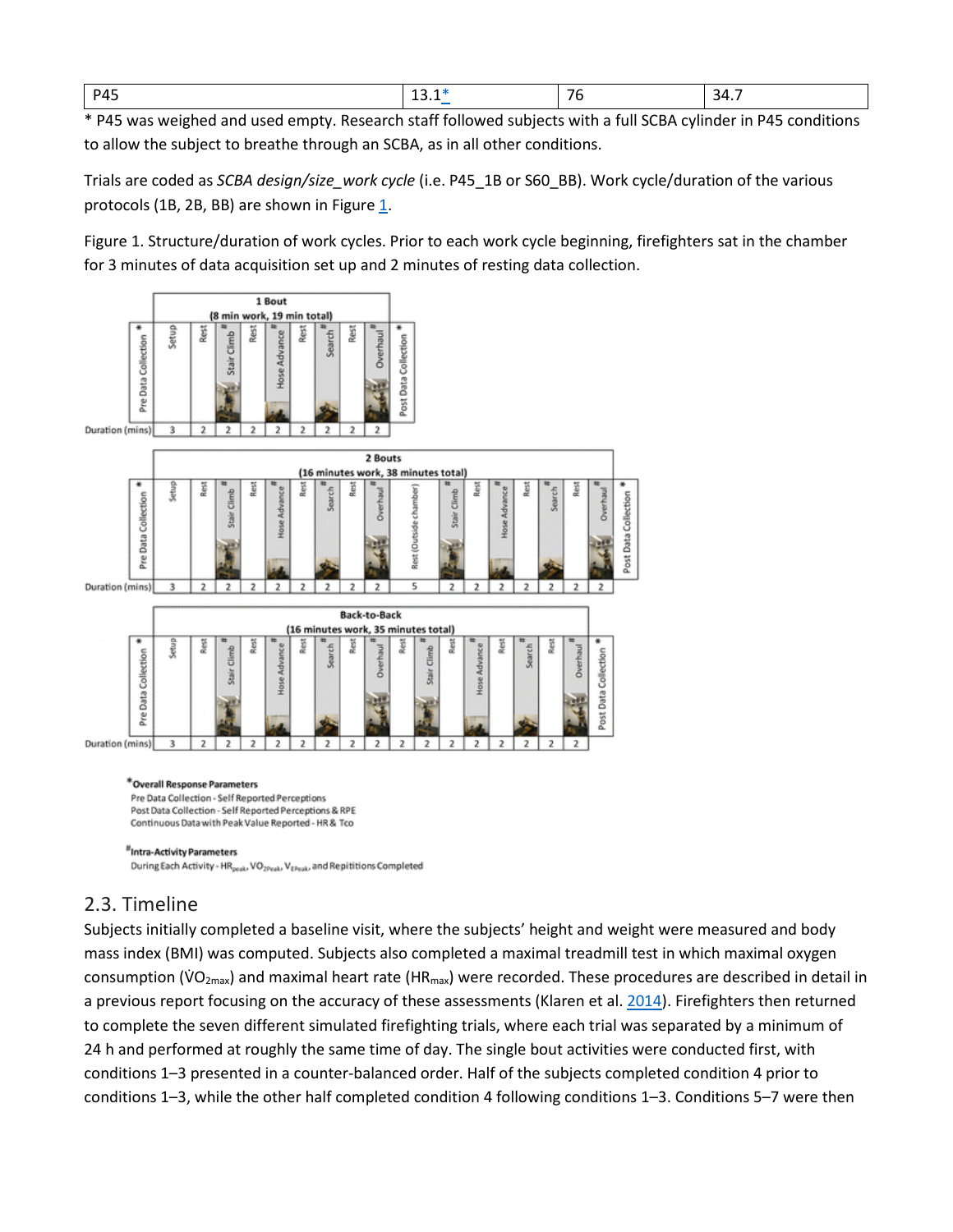| P45 | 13.1* | 76 | 34.7 |
|---|---|---|---|

* P45 was weighed and used empty. Research staff followed subjects with a full SCBA cylinder in P45 conditions to allow the subject to breathe through an SCBA, as in all other conditions.

Trials are coded as *SCBA design/size_work cycle* (i.e. P45_1B or S60_BB). Work cycle/duration of the various protocols (1B, 2B, BB) are shown in Figure 1.

Figure 1. Structure/duration of work cycles. Prior to each work cycle beginning, firefighters sat in the chamber for 3 minutes of data acquisition set up and 2 minutes of resting data collection.

**1 Bout (8 min work, 19 min total)**

| | Pre Data Collection* | Setup | Rest | Stair Climb# | Rest | Hose Advance# | Rest | Search# | Rest | Overhaul# | Post Data Collection* |
|---|---|---|---|---|---|---|---|---|---|---|---|
| Duration (mins) | | 3 | 2 | 2 | 2 | 2 | 2 | 2 | 2 | 2 | |

**2 Bouts (16 minutes work, 38 minutes total)**

| | Pre Data Collection* | Setup | Rest | Stair Climb# | Rest | Hose Advance# | Rest | Search# | Rest | Overhaul# | Rest (Outside chamber) | Stair Climb# | Rest | Hose Advance# | Rest | Search# | Rest | Overhaul# | Post Data Collection* |
|---|---|---|---|---|---|---|---|---|---|---|---|---|---|---|---|---|---|---|---|
| Duration (mins) | | 3 | 2 | 2 | 2 | 2 | 2 | 2 | 2 | 2 | 5 | 2 | 2 | 2 | 2 | 2 | 2 | 2 | |

**Back-to-Back (16 minutes work, 35 minutes total)**

| | Pre Data Collection* | Setup | Rest | Stair Climb# | Rest | Hose Advance# | Rest | Search# | Rest | Overhaul# | Rest | Stair Climb# | Rest | Hose Advance# | Rest | Search# | Rest | Overhaul# | Post Data Collection* |
|---|---|---|---|---|---|---|---|---|---|---|---|---|---|---|---|---|---|---|---|
| Duration (mins) | | 3 | 2 | 2 | 2 | 2 | 2 | 2 | 2 | 2 | 2 | 2 | 2 | 2 | 2 | 2 | 2 | 2 | |

***Overall Response Parameters**
Pre Data Collection - Self Reported Perceptions
Post Data Collection - Self Reported Perceptions & RPE
Continuous Data with Peak Value Reported - HR & Tco

**#Intra-Activity Parameters**
During Each Activity - $HR_{peak}$, $\dot{V}O_{2Peak}$, $V_{EPeak}$, and Repitions Completed

## 2.3. Timeline

Subjects initially completed a baseline visit, where the subjects' height and weight were measured and body mass index (BMI) was computed. Subjects also completed a maximal treadmill test in which maximal oxygen consumption ($\dot{V}O_{2max}$) and maximal heart rate ($HR_{max}$) were recorded. These procedures are described in detail in a previous report focusing on the accuracy of these assessments (Klaren et al. 2014). Firefighters then returned to complete the seven different simulated firefighting trials, where each trial was separated by a minimum of 24 h and performed at roughly the same time of day. The single bout activities were conducted first, with conditions 1–3 presented in a counter-balanced order. Half of the subjects completed condition 4 prior to conditions 1–3, while the other half completed condition 4 following conditions 1–3. Conditions 5–7 were then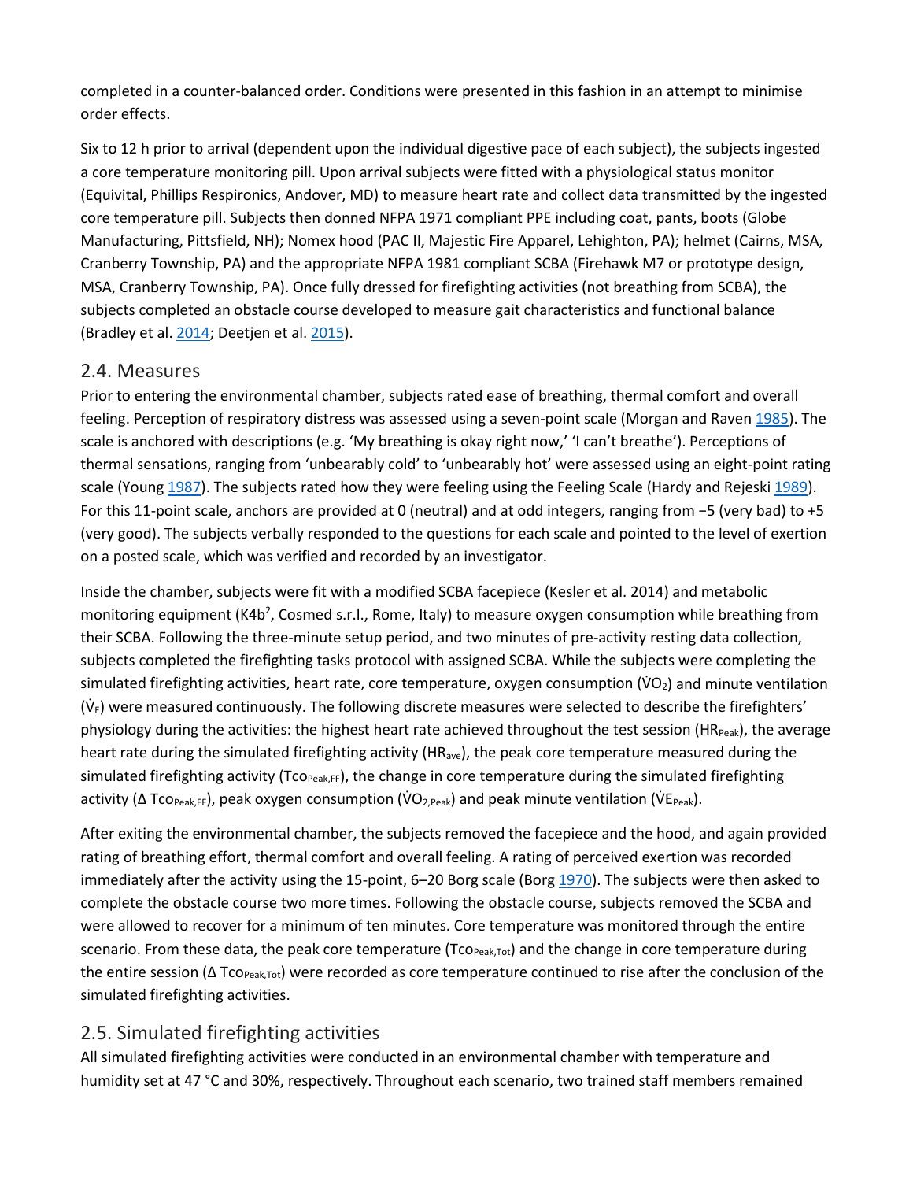completed in a counter-balanced order. Conditions were presented in this fashion in an attempt to minimise order effects.

Six to 12 h prior to arrival (dependent upon the individual digestive pace of each subject), the subjects ingested a core temperature monitoring pill. Upon arrival subjects were fitted with a physiological status monitor (Equivital, Phillips Respironics, Andover, MD) to measure heart rate and collect data transmitted by the ingested core temperature pill. Subjects then donned NFPA 1971 compliant PPE including coat, pants, boots (Globe Manufacturing, Pittsfield, NH); Nomex hood (PAC II, Majestic Fire Apparel, Lehighton, PA); helmet (Cairns, MSA, Cranberry Township, PA) and the appropriate NFPA 1981 compliant SCBA (Firehawk M7 or prototype design, MSA, Cranberry Township, PA). Once fully dressed for firefighting activities (not breathing from SCBA), the subjects completed an obstacle course developed to measure gait characteristics and functional balance (Bradley et al. 2014; Deetjen et al. 2015).

## 2.4. Measures

Prior to entering the environmental chamber, subjects rated ease of breathing, thermal comfort and overall feeling. Perception of respiratory distress was assessed using a seven-point scale (Morgan and Raven 1985). The scale is anchored with descriptions (e.g. 'My breathing is okay right now,' 'I can't breathe'). Perceptions of thermal sensations, ranging from 'unbearably cold' to 'unbearably hot' were assessed using an eight-point rating scale (Young 1987). The subjects rated how they were feeling using the Feeling Scale (Hardy and Rejeski 1989). For this 11-point scale, anchors are provided at 0 (neutral) and at odd integers, ranging from −5 (very bad) to +5 (very good). The subjects verbally responded to the questions for each scale and pointed to the level of exertion on a posted scale, which was verified and recorded by an investigator.

Inside the chamber, subjects were fit with a modified SCBA facepiece (Kesler et al. 2014) and metabolic monitoring equipment (K4b$^2$, Cosmed s.r.l., Rome, Italy) to measure oxygen consumption while breathing from their SCBA. Following the three-minute setup period, and two minutes of pre-activity resting data collection, subjects completed the firefighting tasks protocol with assigned SCBA. While the subjects were completing the simulated firefighting activities, heart rate, core temperature, oxygen consumption ($\dot{V}O_2$) and minute ventilation ($\dot{V}_E$) were measured continuously. The following discrete measures were selected to describe the firefighters' physiology during the activities: the highest heart rate achieved throughout the test session ($HR_{Peak}$), the average heart rate during the simulated firefighting activity ($HR_{ave}$), the peak core temperature measured during the simulated firefighting activity ($Tco_{Peak,FF}$), the change in core temperature during the simulated firefighting activity ($\Delta\ Tco_{Peak,FF}$), peak oxygen consumption ($\dot{V}O_{2,Peak}$) and peak minute ventilation ($\dot{V}E_{Peak}$).

After exiting the environmental chamber, the subjects removed the facepiece and the hood, and again provided rating of breathing effort, thermal comfort and overall feeling. A rating of perceived exertion was recorded immediately after the activity using the 15-point, 6–20 Borg scale (Borg 1970). The subjects were then asked to complete the obstacle course two more times. Following the obstacle course, subjects removed the SCBA and were allowed to recover for a minimum of ten minutes. Core temperature was monitored through the entire scenario. From these data, the peak core temperature ($Tco_{Peak,Tot}$) and the change in core temperature during the entire session ($\Delta\ Tco_{Peak,Tot}$) were recorded as core temperature continued to rise after the conclusion of the simulated firefighting activities.

## 2.5. Simulated firefighting activities

All simulated firefighting activities were conducted in an environmental chamber with temperature and humidity set at 47 °C and 30%, respectively. Throughout each scenario, two trained staff members remained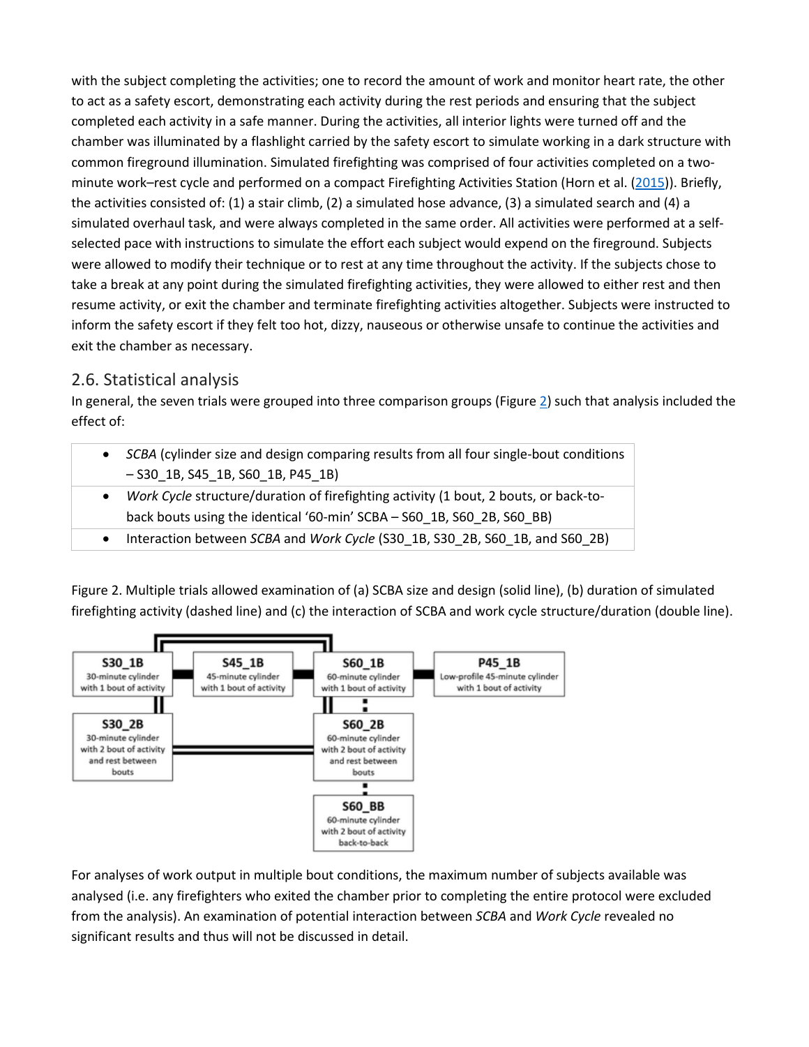with the subject completing the activities; one to record the amount of work and monitor heart rate, the other to act as a safety escort, demonstrating each activity during the rest periods and ensuring that the subject completed each activity in a safe manner. During the activities, all interior lights were turned off and the chamber was illuminated by a flashlight carried by the safety escort to simulate working in a dark structure with common fireground illumination. Simulated firefighting was comprised of four activities completed on a two-minute work–rest cycle and performed on a compact Firefighting Activities Station (Horn et al. (2015)). Briefly, the activities consisted of: (1) a stair climb, (2) a simulated hose advance, (3) a simulated search and (4) a simulated overhaul task, and were always completed in the same order. All activities were performed at a self-selected pace with instructions to simulate the effort each subject would expend on the fireground. Subjects were allowed to modify their technique or to rest at any time throughout the activity. If the subjects chose to take a break at any point during the simulated firefighting activities, they were allowed to either rest and then resume activity, or exit the chamber and terminate firefighting activities altogether. Subjects were instructed to inform the safety escort if they felt too hot, dizzy, nauseous or otherwise unsafe to continue the activities and exit the chamber as necessary.

## 2.6. Statistical analysis

In general, the seven trials were grouped into three comparison groups (Figure 2) such that analysis included the effect of:

- *SCBA* (cylinder size and design comparing results from all four single-bout conditions – S30_1B, S45_1B, S60_1B, P45_1B)
- *Work Cycle* structure/duration of firefighting activity (1 bout, 2 bouts, or back-to-back bouts using the identical '60-min' SCBA – S60_1B, S60_2B, S60_BB)
- Interaction between *SCBA* and *Work Cycle* (S30_1B, S30_2B, S60_1B, and S60_2B)

Figure 2. Multiple trials allowed examination of (a) SCBA size and design (solid line), (b) duration of simulated firefighting activity (dashed line) and (c) the interaction of SCBA and work cycle structure/duration (double line).

For analyses of work output in multiple bout conditions, the maximum number of subjects available was analysed (i.e. any firefighters who exited the chamber prior to completing the entire protocol were excluded from the analysis). An examination of potential interaction between *SCBA* and *Work Cycle* revealed no significant results and thus will not be discussed in detail.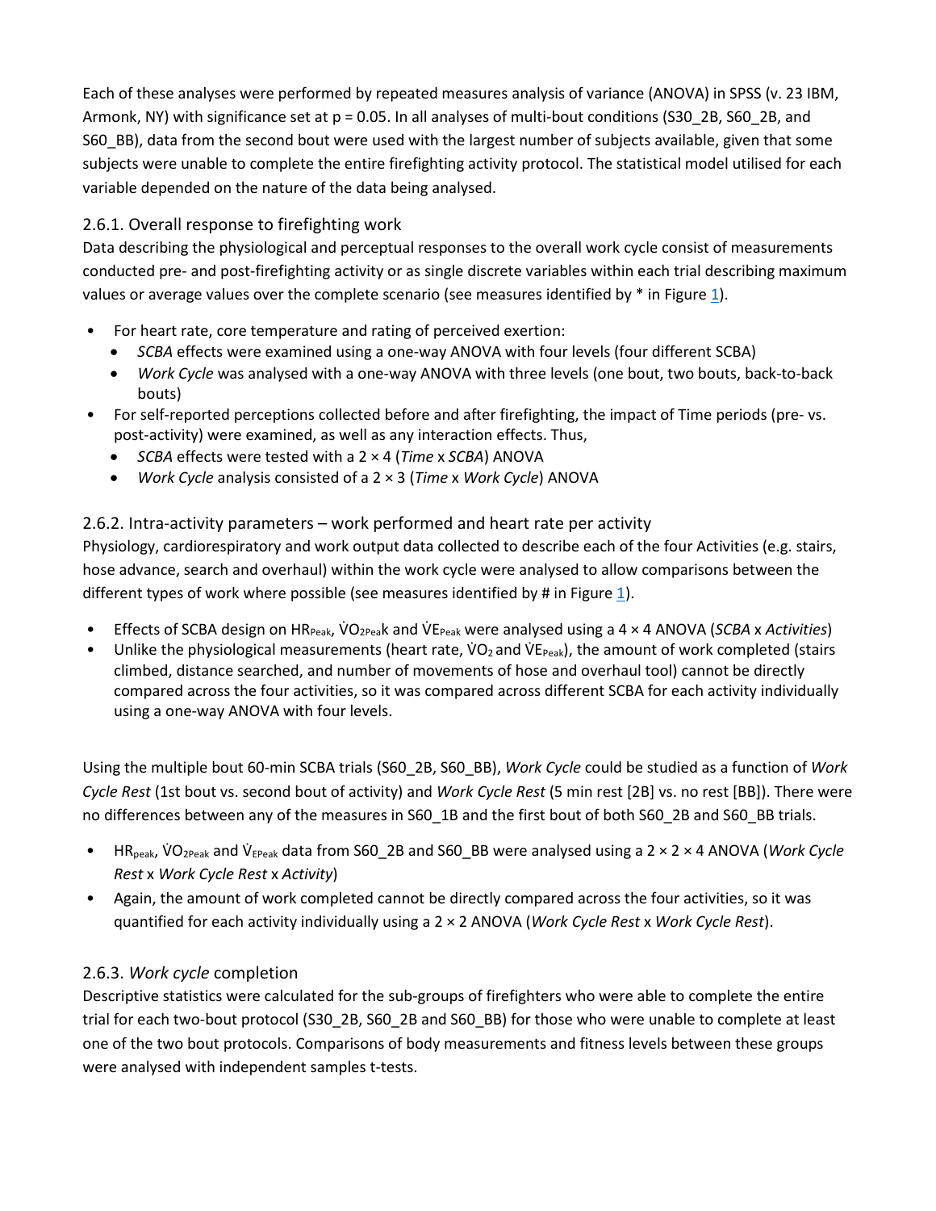Each of these analyses were performed by repeated measures analysis of variance (ANOVA) in SPSS (v. 23 IBM, Armonk, NY) with significance set at $p = 0.05$. In all analyses of multi-bout conditions (S30_2B, S60_2B, and S60_BB), data from the second bout were used with the largest number of subjects available, given that some subjects were unable to complete the entire firefighting activity protocol. The statistical model utilised for each variable depended on the nature of the data being analysed.

### 2.6.1. Overall response to firefighting work

Data describing the physiological and perceptual responses to the overall work cycle consist of measurements conducted pre- and post-firefighting activity or as single discrete variables within each trial describing maximum values or average values over the complete scenario (see measures identified by * in Figure 1).

- For heart rate, core temperature and rating of perceived exertion:
  - *SCBA* effects were examined using a one-way ANOVA with four levels (four different SCBA)
  - *Work Cycle* was analysed with a one-way ANOVA with three levels (one bout, two bouts, back-to-back bouts)
- For self-reported perceptions collected before and after firefighting, the impact of Time periods (pre- vs. post-activity) were examined, as well as any interaction effects. Thus,
  - *SCBA* effects were tested with a 2 × 4 (*Time* x *SCBA*) ANOVA
  - *Work Cycle* analysis consisted of a 2 × 3 (*Time* x *Work Cycle*) ANOVA

### 2.6.2. Intra-activity parameters – work performed and heart rate per activity

Physiology, cardiorespiratory and work output data collected to describe each of the four Activities (e.g. stairs, hose advance, search and overhaul) within the work cycle were analysed to allow comparisons between the different types of work where possible (see measures identified by # in Figure 1).

- Effects of SCBA design on $HR_{Peak}$, $\dot{V}O_{2Peak}$ and $\dot{V}E_{Peak}$ were analysed using a 4 × 4 ANOVA (*SCBA* x *Activities*)
- Unlike the physiological measurements (heart rate, $\dot{V}O_2$ and $\dot{V}E_{Peak}$), the amount of work completed (stairs climbed, distance searched, and number of movements of hose and overhaul tool) cannot be directly compared across the four activities, so it was compared across different SCBA for each activity individually using a one-way ANOVA with four levels.

Using the multiple bout 60-min SCBA trials (S60_2B, S60_BB), *Work Cycle* could be studied as a function of *Work Cycle Rest* (1st bout vs. second bout of activity) and *Work Cycle Rest* (5 min rest [2B] vs. no rest [BB]). There were no differences between any of the measures in S60_1B and the first bout of both S60_2B and S60_BB trials.

- $HR_{peak}$, $\dot{V}O_{2Peak}$ and $\dot{V}_{EPeak}$ data from S60_2B and S60_BB were analysed using a 2 × 2 × 4 ANOVA (*Work Cycle Rest* x *Work Cycle Rest* x *Activity*)
- Again, the amount of work completed cannot be directly compared across the four activities, so it was quantified for each activity individually using a 2 × 2 ANOVA (*Work Cycle Rest* x *Work Cycle Rest*).

### 2.6.3. *Work cycle* completion

Descriptive statistics were calculated for the sub-groups of firefighters who were able to complete the entire trial for each two-bout protocol (S30_2B, S60_2B and S60_BB) for those who were unable to complete at least one of the two bout protocols. Comparisons of body measurements and fitness levels between these groups were analysed with independent samples t-tests.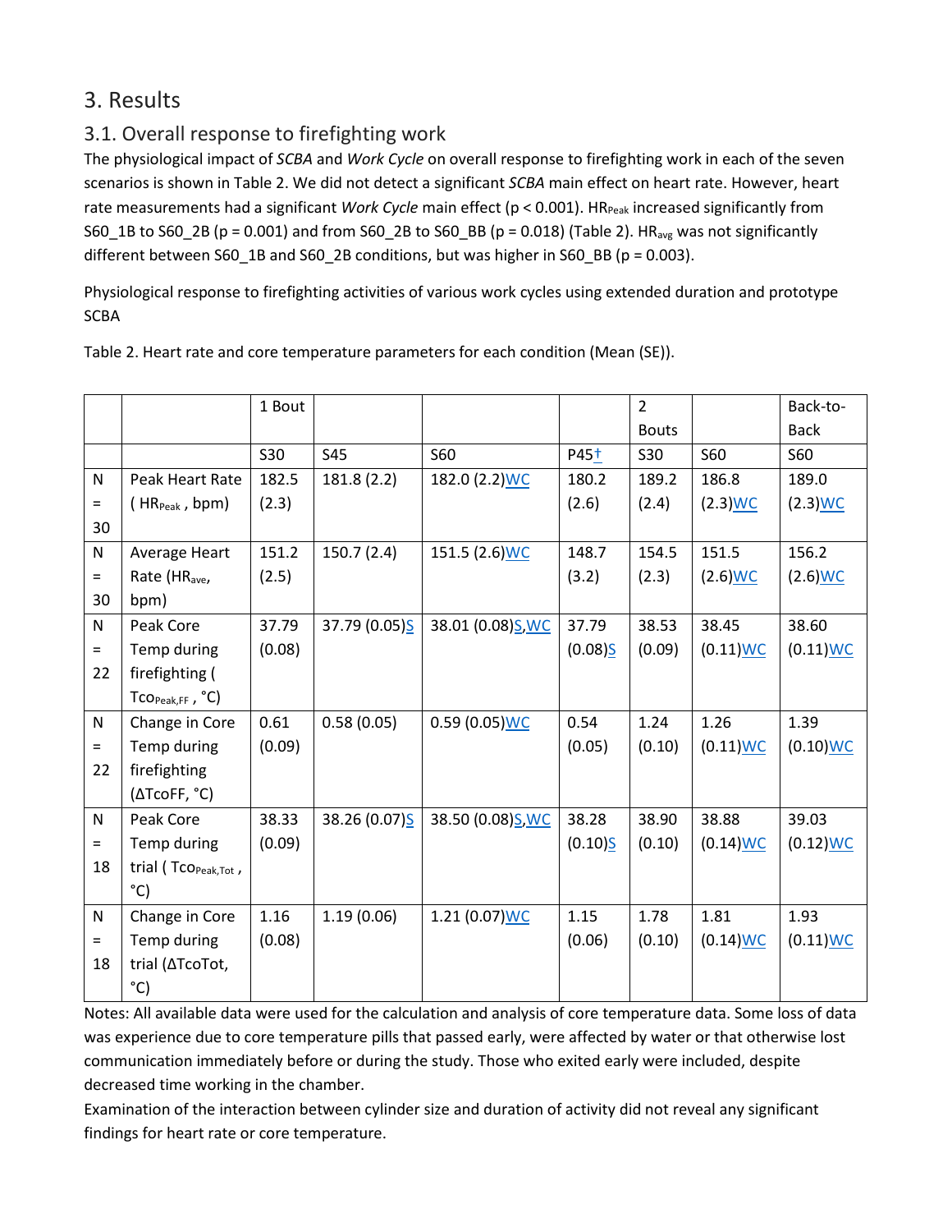## 3. Results

### 3.1. Overall response to firefighting work

The physiological impact of *SCBA* and *Work Cycle* on overall response to firefighting work in each of the seven scenarios is shown in Table 2. We did not detect a significant *SCBA* main effect on heart rate. However, heart rate measurements had a significant *Work Cycle* main effect ($p < 0.001$). $HR_{Peak}$ increased significantly from S60_1B to S60_2B ($p = 0.001$) and from S60_2B to S60_BB ($p = 0.018$) (Table 2). $HR_{avg}$ was not significantly different between S60_1B and S60_2B conditions, but was higher in S60_BB ($p = 0.003$).

Physiological response to firefighting activities of various work cycles using extended duration and prototype SCBA

Table 2. Heart rate and core temperature parameters for each condition (Mean (SE)).

| | | 1 Bout | | | | 2 Bouts | | Back-to-Back |
|---|---|---|---|---|---|---|---|---|
| | | S30 | S45 | S60 | P45† | S30 | S60 | S60 |
| N = 30 | Peak Heart Rate ( $HR_{Peak}$ , bpm) | 182.5 (2.3) | 181.8 (2.2) | 182.0 (2.2)WC | 180.2 (2.6) | 189.2 (2.4) | 186.8 (2.3)WC | 189.0 (2.3)WC |
| N = 30 | Average Heart Rate ($HR_{ave}$, bpm) | 151.2 (2.5) | 150.7 (2.4) | 151.5 (2.6)WC | 148.7 (3.2) | 154.5 (2.3) | 151.5 (2.6)WC | 156.2 (2.6)WC |
| N = 22 | Peak Core Temp during firefighting ( $Tco_{Peak,FF}$ , °C) | 37.79 (0.08) | 37.79 (0.05)S | 38.01 (0.08)S,WC | 37.79 (0.08)S | 38.53 (0.09) | 38.45 (0.11)WC | 38.60 (0.11)WC |
| N = 22 | Change in Core Temp during firefighting (ΔTcoFF, °C) | 0.61 (0.09) | 0.58 (0.05) | 0.59 (0.05)WC | 0.54 (0.05) | 1.24 (0.10) | 1.26 (0.11)WC | 1.39 (0.10)WC |
| N = 18 | Peak Core Temp during trial ( $Tco_{Peak,Tot}$ , °C) | 38.33 (0.09) | 38.26 (0.07)S | 38.50 (0.08)S,WC | 38.28 (0.10)S | 38.90 (0.10) | 38.88 (0.14)WC | 39.03 (0.12)WC |
| N = 18 | Change in Core Temp during trial (ΔTcoTot, °C) | 1.16 (0.08) | 1.19 (0.06) | 1.21 (0.07)WC | 1.15 (0.06) | 1.78 (0.10) | 1.81 (0.14)WC | 1.93 (0.11)WC |

Notes: All available data were used for the calculation and analysis of core temperature data. Some loss of data was experience due to core temperature pills that passed early, were affected by water or that otherwise lost communication immediately before or during the study. Those who exited early were included, despite decreased time working in the chamber.

Examination of the interaction between cylinder size and duration of activity did not reveal any significant findings for heart rate or core temperature.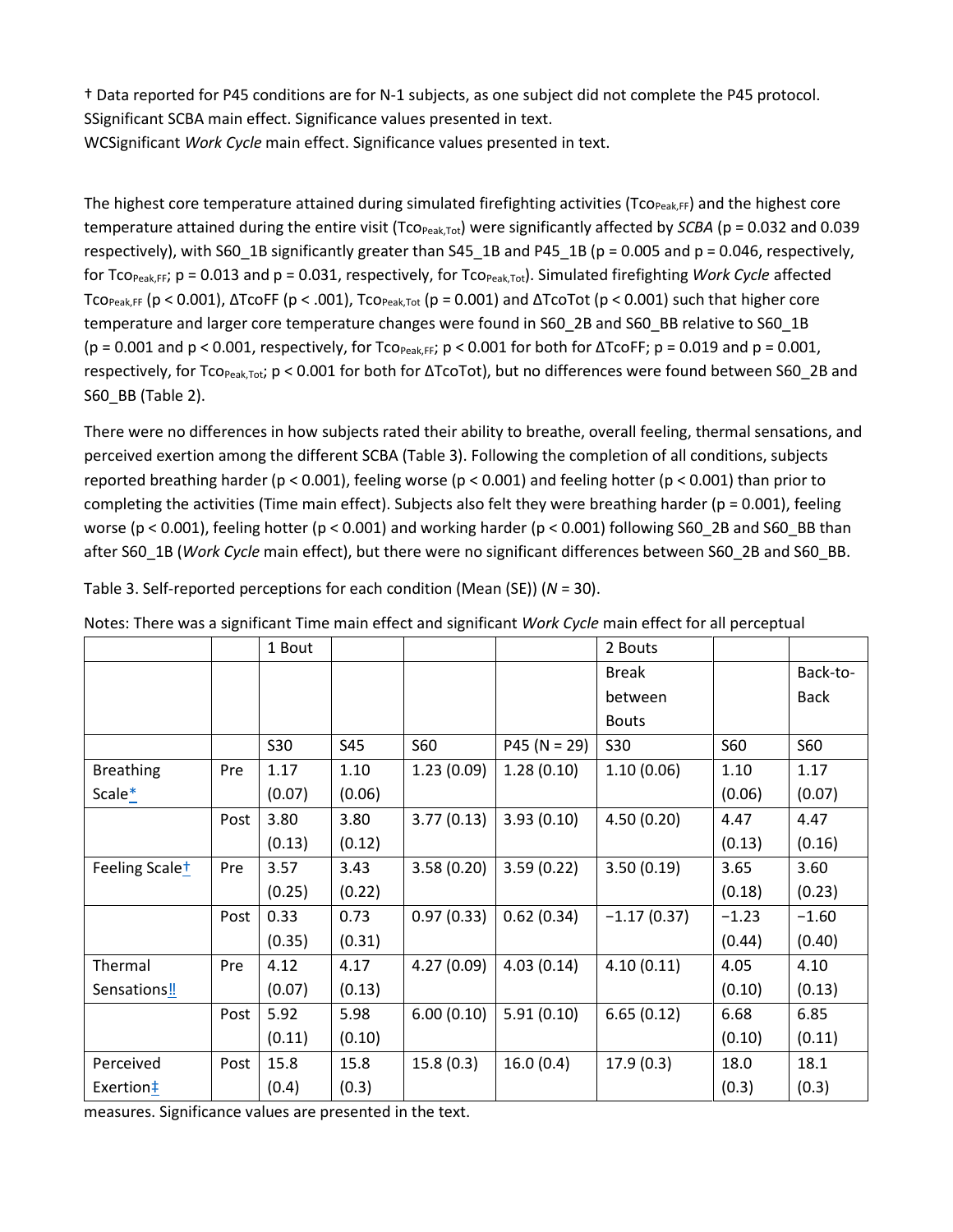† Data reported for P45 conditions are for N-1 subjects, as one subject did not complete the P45 protocol.
SSignificant SCBA main effect. Significance values presented in text.
WCSignificant *Work Cycle* main effect. Significance values presented in text.

The highest core temperature attained during simulated firefighting activities ($Tco_{Peak,FF}$) and the highest core temperature attained during the entire visit ($Tco_{Peak,Tot}$) were significantly affected by *SCBA* (p = 0.032 and 0.039 respectively), with S60_1B significantly greater than S45_1B and P45_1B (p = 0.005 and p = 0.046, respectively, for $Tco_{Peak,FF}$; p = 0.013 and p = 0.031, respectively, for $Tco_{Peak,Tot}$). Simulated firefighting *Work Cycle* affected $Tco_{Peak,FF}$ (p < 0.001), ΔTcoFF (p < .001), $Tco_{Peak,Tot}$ (p = 0.001) and ΔTcoTot (p < 0.001) such that higher core temperature and larger core temperature changes were found in S60_2B and S60_BB relative to S60_1B (p = 0.001 and p < 0.001, respectively, for $Tco_{Peak,FF}$; p < 0.001 for both for ΔTcoFF; p = 0.019 and p = 0.001, respectively, for $Tco_{Peak,Tot}$; p < 0.001 for both for ΔTcoTot), but no differences were found between S60_2B and S60_BB (Table 2).

There were no differences in how subjects rated their ability to breathe, overall feeling, thermal sensations, and perceived exertion among the different SCBA (Table 3). Following the completion of all conditions, subjects reported breathing harder (p < 0.001), feeling worse (p < 0.001) and feeling hotter (p < 0.001) than prior to completing the activities (Time main effect). Subjects also felt they were breathing harder (p = 0.001), feeling worse (p < 0.001), feeling hotter (p < 0.001) and working harder (p < 0.001) following S60_2B and S60_BB than after S60_1B (*Work Cycle* main effect), but there were no significant differences between S60_2B and S60_BB.

Table 3. Self-reported perceptions for each condition (Mean (SE)) (*N* = 30).

|  |  | 1 Bout |  |  |  | 2 Bouts |  |  |
|---|---|---|---|---|---|---|---|---|
|  |  |  |  |  |  | Break between Bouts |  | Back-to-Back |
|  |  | S30 | S45 | S60 | P45 (N = 29) | S30 | S60 | S60 |
| Breathing Scale* | Pre | 1.17 (0.07) | 1.10 (0.06) | 1.23 (0.09) | 1.28 (0.10) | 1.10 (0.06) | 1.10 (0.06) | 1.17 (0.07) |
|  | Post | 3.80 (0.13) | 3.80 (0.12) | 3.77 (0.13) | 3.93 (0.10) | 4.50 (0.20) | 4.47 (0.13) | 4.47 (0.16) |
| Feeling Scale† | Pre | 3.57 (0.25) | 3.43 (0.22) | 3.58 (0.20) | 3.59 (0.22) | 3.50 (0.19) | 3.65 (0.18) | 3.60 (0.23) |
|  | Post | 0.33 (0.35) | 0.73 (0.31) | 0.97 (0.33) | 0.62 (0.34) | −1.17 (0.37) | −1.23 (0.44) | −1.60 (0.40) |
| Thermal Sensations‼ | Pre | 4.12 (0.07) | 4.17 (0.13) | 4.27 (0.09) | 4.03 (0.14) | 4.10 (0.11) | 4.05 (0.10) | 4.10 (0.13) |
|  | Post | 5.92 (0.11) | 5.98 (0.10) | 6.00 (0.10) | 5.91 (0.10) | 6.65 (0.12) | 6.68 (0.10) | 6.85 (0.11) |
| Perceived Exertion‡ | Post | 15.8 (0.4) | 15.8 (0.3) | 15.8 (0.3) | 16.0 (0.4) | 17.9 (0.3) | 18.0 (0.3) | 18.1 (0.3) |

Notes: There was a significant Time main effect and significant *Work Cycle* main effect for all perceptual measures. Significance values are presented in the text.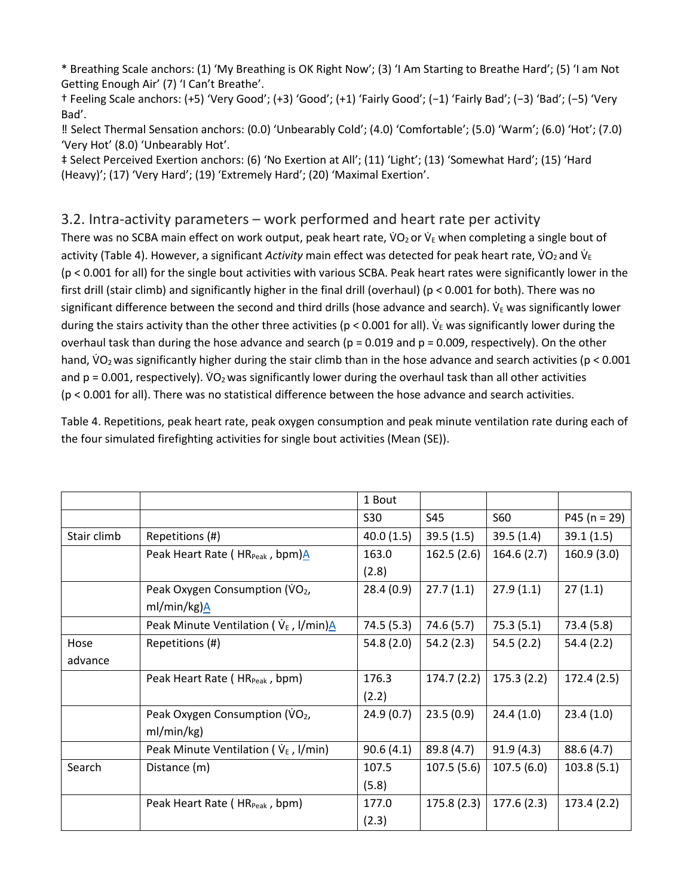* Breathing Scale anchors: (1) 'My Breathing is OK Right Now'; (3) 'I Am Starting to Breathe Hard'; (5) 'I am Not Getting Enough Air' (7) 'I Can't Breathe'.

† Feeling Scale anchors: (+5) 'Very Good'; (+3) 'Good'; (+1) 'Fairly Good'; (−1) 'Fairly Bad'; (−3) 'Bad'; (−5) 'Very Bad'.

‼ Select Thermal Sensation anchors: (0.0) 'Unbearably Cold'; (4.0) 'Comfortable'; (5.0) 'Warm'; (6.0) 'Hot'; (7.0) 'Very Hot' (8.0) 'Unbearably Hot'.

‡ Select Perceived Exertion anchors: (6) 'No Exertion at All'; (11) 'Light'; (13) 'Somewhat Hard'; (15) 'Hard (Heavy)'; (17) 'Very Hard'; (19) 'Extremely Hard'; (20) 'Maximal Exertion'.

## 3.2. Intra-activity parameters – work performed and heart rate per activity

There was no SCBA main effect on work output, peak heart rate, $\dot{V}O_2$ or $\dot{V}_E$ when completing a single bout of activity (Table 4). However, a significant *Activity* main effect was detected for peak heart rate, $\dot{V}O_2$ and $\dot{V}_E$ ($p < 0.001$ for all) for the single bout activities with various SCBA. Peak heart rates were significantly lower in the first drill (stair climb) and significantly higher in the final drill (overhaul) ($p < 0.001$ for both). There was no significant difference between the second and third drills (hose advance and search). $\dot{V}_E$ was significantly lower during the stairs activity than the other three activities ($p < 0.001$ for all). $\dot{V}_E$ was significantly lower during the overhaul task than during the hose advance and search ($p = 0.019$ and $p = 0.009$, respectively). On the other hand, $\dot{V}O_2$ was significantly higher during the stair climb than in the hose advance and search activities ($p < 0.001$ and $p = 0.001$, respectively). $\dot{V}O_2$ was significantly lower during the overhaul task than all other activities ($p < 0.001$ for all). There was no statistical difference between the hose advance and search activities.

Table 4. Repetitions, peak heart rate, peak oxygen consumption and peak minute ventilation rate during each of the four simulated firefighting activities for single bout activities (Mean (SE)).

| | | 1 Bout | | | |
|---|---|---|---|---|---|
| | | S30 | S45 | S60 | P45 (n = 29) |
| Stair climb | Repetitions (#) | 40.0 (1.5) | 39.5 (1.5) | 39.5 (1.4) | 39.1 (1.5) |
| | Peak Heart Rate ( $HR_{Peak}$ , bpm)A | 163.0 (2.8) | 162.5 (2.6) | 164.6 (2.7) | 160.9 (3.0) |
| | Peak Oxygen Consumption ($\dot{V}O_2$, ml/min/kg)A | 28.4 (0.9) | 27.7 (1.1) | 27.9 (1.1) | 27 (1.1) |
| | Peak Minute Ventilation ( $\dot{V}_E$ , l/min)A | 74.5 (5.3) | 74.6 (5.7) | 75.3 (5.1) | 73.4 (5.8) |
| Hose advance | Repetitions (#) | 54.8 (2.0) | 54.2 (2.3) | 54.5 (2.2) | 54.4 (2.2) |
| | Peak Heart Rate ( $HR_{Peak}$ , bpm) | 176.3 (2.2) | 174.7 (2.2) | 175.3 (2.2) | 172.4 (2.5) |
| | Peak Oxygen Consumption ($\dot{V}O_2$, ml/min/kg) | 24.9 (0.7) | 23.5 (0.9) | 24.4 (1.0) | 23.4 (1.0) |
| | Peak Minute Ventilation ( $\dot{V}_E$ , l/min) | 90.6 (4.1) | 89.8 (4.7) | 91.9 (4.3) | 88.6 (4.7) |
| Search | Distance (m) | 107.5 (5.8) | 107.5 (5.6) | 107.5 (6.0) | 103.8 (5.1) |
| | Peak Heart Rate ( $HR_{Peak}$ , bpm) | 177.0 (2.3) | 175.8 (2.3) | 177.6 (2.3) | 173.4 (2.2) |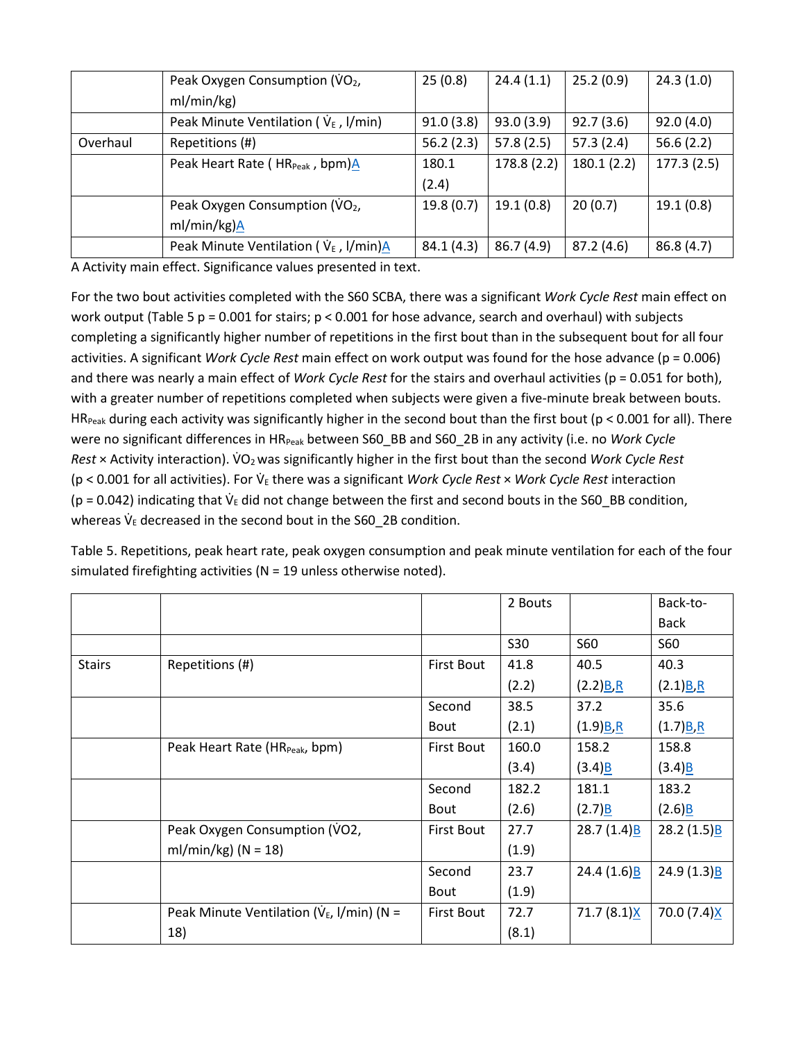|  | Peak Oxygen Consumption ($\dot{V}O_2$, ml/min/kg) | 25 (0.8) | 24.4 (1.1) | 25.2 (0.9) | 24.3 (1.0) |
|---|---|---|---|---|---|
|  | Peak Minute Ventilation ( $\dot{V}_E$ , l/min) | 91.0 (3.8) | 93.0 (3.9) | 92.7 (3.6) | 92.0 (4.0) |
| Overhaul | Repetitions (#) | 56.2 (2.3) | 57.8 (2.5) | 57.3 (2.4) | 56.6 (2.2) |
|  | Peak Heart Rate ( $HR_{Peak}$ , bpm)A | 180.1 (2.4) | 178.8 (2.2) | 180.1 (2.2) | 177.3 (2.5) |
|  | Peak Oxygen Consumption ($\dot{V}O_2$, ml/min/kg)A | 19.8 (0.7) | 19.1 (0.8) | 20 (0.7) | 19.1 (0.8) |
|  | Peak Minute Ventilation ( $\dot{V}_E$ , l/min)A | 84.1 (4.3) | 86.7 (4.9) | 87.2 (4.6) | 86.8 (4.7) |

A Activity main effect. Significance values presented in text.

For the two bout activities completed with the S60 SCBA, there was a significant *Work Cycle Rest* main effect on work output (Table 5 p = 0.001 for stairs; p < 0.001 for hose advance, search and overhaul) with subjects completing a significantly higher number of repetitions in the first bout than in the subsequent bout for all four activities. A significant *Work Cycle Rest* main effect on work output was found for the hose advance (p = 0.006) and there was nearly a main effect of *Work Cycle Rest* for the stairs and overhaul activities (p = 0.051 for both), with a greater number of repetitions completed when subjects were given a five-minute break between bouts. $HR_{Peak}$ during each activity was significantly higher in the second bout than the first bout (p < 0.001 for all). There were no significant differences in $HR_{Peak}$ between S60_BB and S60_2B in any activity (i.e. no *Work Cycle Rest* × Activity interaction). $\dot{V}O_2$ was significantly higher in the first bout than the second *Work Cycle Rest* (p < 0.001 for all activities). For $\dot{V}_E$ there was a significant *Work Cycle Rest* × *Work Cycle Rest* interaction (p = 0.042) indicating that $\dot{V}_E$ did not change between the first and second bouts in the S60_BB condition, whereas $\dot{V}_E$ decreased in the second bout in the S60_2B condition.

Table 5. Repetitions, peak heart rate, peak oxygen consumption and peak minute ventilation for each of the four simulated firefighting activities (N = 19 unless otherwise noted).

|  |  |  | 2 Bouts |  | Back-to-Back |
|---|---|---|---|---|---|
|  |  |  | S30 | S60 | S60 |
| Stairs | Repetitions (#) | First Bout | 41.8 (2.2) | 40.5 (2.2)B,R | 40.3 (2.1)B,R |
|  |  | Second Bout | 38.5 (2.1) | 37.2 (1.9)B,R | 35.6 (1.7)B,R |
|  | Peak Heart Rate ($HR_{Peak}$, bpm) | First Bout | 160.0 (3.4) | 158.2 (3.4)B | 158.8 (3.4)B |
|  |  | Second Bout | 182.2 (2.6) | 181.1 (2.7)B | 183.2 (2.6)B |
|  | Peak Oxygen Consumption ($\dot{V}O_2$, ml/min/kg) (N = 18) | First Bout | 27.7 (1.9) | 28.7 (1.4)B | 28.2 (1.5)B |
|  |  | Second Bout | 23.7 (1.9) | 24.4 (1.6)B | 24.9 (1.3)B |
|  | Peak Minute Ventilation ($\dot{V}_E$, l/min) (N = 18) | First Bout | 72.7 (8.1) | 71.7 (8.1)X | 70.0 (7.4)X |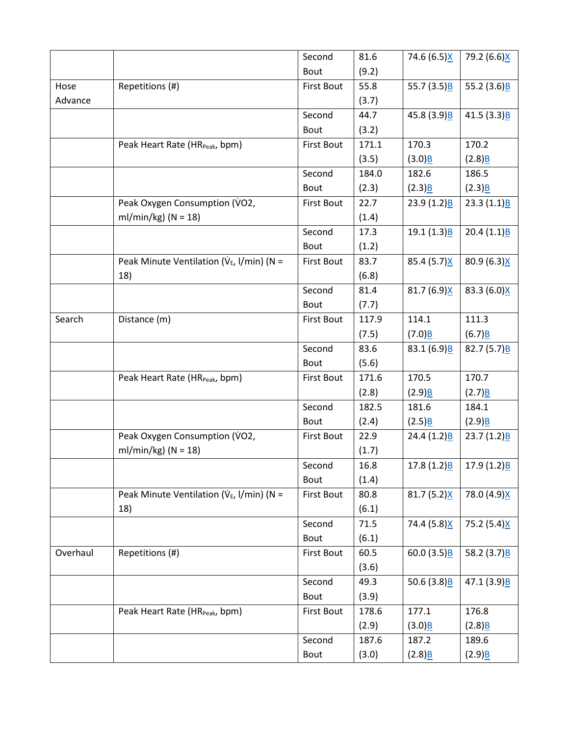| | | | | | |
|---|---|---|---|---|---|
| | | Second Bout | 81.6 (9.2) | 74.6 (6.5)X | 79.2 (6.6)X |
| Hose Advance | Repetitions (#) | First Bout | 55.8 (3.7) | 55.7 (3.5)B | 55.2 (3.6)B |
| | | Second Bout | 44.7 (3.2) | 45.8 (3.9)B | 41.5 (3.3)B |
| | Peak Heart Rate ($HR_{Peak}$, bpm) | First Bout | 171.1 (3.5) | 170.3 (3.0)B | 170.2 (2.8)B |
| | | Second Bout | 184.0 (2.3) | 182.6 (2.3)B | 186.5 (2.3)B |
| | Peak Oxygen Consumption ($\dot{V}O2$, ml/min/kg) (N = 18) | First Bout | 22.7 (1.4) | 23.9 (1.2)B | 23.3 (1.1)B |
| | | Second Bout | 17.3 (1.2) | 19.1 (1.3)B | 20.4 (1.1)B |
| | Peak Minute Ventilation ($\dot{V}_E$, l/min) (N = 18) | First Bout | 83.7 (6.8) | 85.4 (5.7)X | 80.9 (6.3)X |
| | | Second Bout | 81.4 (7.7) | 81.7 (6.9)X | 83.3 (6.0)X |
| Search | Distance (m) | First Bout | 117.9 (7.5) | 114.1 (7.0)B | 111.3 (6.7)B |
| | | Second Bout | 83.6 (5.6) | 83.1 (6.9)B | 82.7 (5.7)B |
| | Peak Heart Rate ($HR_{Peak}$, bpm) | First Bout | 171.6 (2.8) | 170.5 (2.9)B | 170.7 (2.7)B |
| | | Second Bout | 182.5 (2.4) | 181.6 (2.5)B | 184.1 (2.9)B |
| | Peak Oxygen Consumption ($\dot{V}O2$, ml/min/kg) (N = 18) | First Bout | 22.9 (1.7) | 24.4 (1.2)B | 23.7 (1.2)B |
| | | Second Bout | 16.8 (1.4) | 17.8 (1.2)B | 17.9 (1.2)B |
| | Peak Minute Ventilation ($\dot{V}_E$, l/min) (N = 18) | First Bout | 80.8 (6.1) | 81.7 (5.2)X | 78.0 (4.9)X |
| | | Second Bout | 71.5 (6.1) | 74.4 (5.8)X | 75.2 (5.4)X |
| Overhaul | Repetitions (#) | First Bout | 60.5 (3.6) | 60.0 (3.5)B | 58.2 (3.7)B |
| | | Second Bout | 49.3 (3.9) | 50.6 (3.8)B | 47.1 (3.9)B |
| | Peak Heart Rate ($HR_{Peak}$, bpm) | First Bout | 178.6 (2.9) | 177.1 (3.0)B | 176.8 (2.8)B |
| | | Second Bout | 187.6 (3.0) | 187.2 (2.8)B | 189.6 (2.9)B |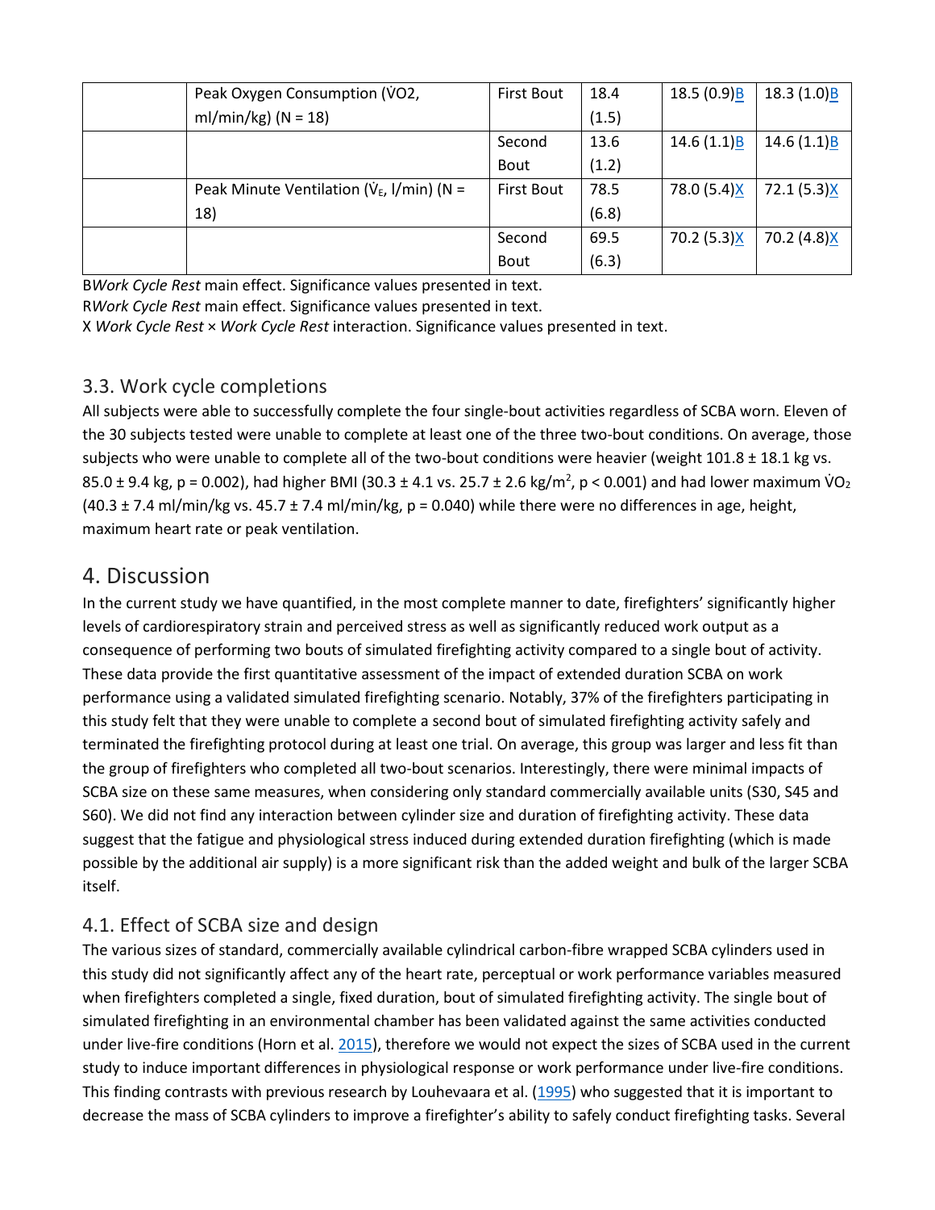| | Peak Oxygen Consumption ($\dot{V}O2$, ml/min/kg) (N = 18) | First Bout | 18.4 (1.5) | 18.5 (0.9)B | 18.3 (1.0)B |
|---|---|---|---|---|---|
| | | Second Bout | 13.6 (1.2) | 14.6 (1.1)B | 14.6 (1.1)B |
| | Peak Minute Ventilation ($\dot{V}_E$, l/min) (N = 18) | First Bout | 78.5 (6.8) | 78.0 (5.4)X | 72.1 (5.3)X |
| | | Second Bout | 69.5 (6.3) | 70.2 (5.3)X | 70.2 (4.8)X |

B*Work Cycle Rest* main effect. Significance values presented in text.
R*Work Cycle Rest* main effect. Significance values presented in text.
X *Work Cycle Rest* × *Work Cycle Rest* interaction. Significance values presented in text.

### 3.3. Work cycle completions

All subjects were able to successfully complete the four single-bout activities regardless of SCBA worn. Eleven of the 30 subjects tested were unable to complete at least one of the three two-bout conditions. On average, those subjects who were unable to complete all of the two-bout conditions were heavier (weight 101.8 ± 18.1 kg vs. 85.0 ± 9.4 kg, $p = 0.002$), had higher BMI (30.3 ± 4.1 vs. 25.7 ± 2.6 kg/m$^2$, $p < 0.001$) and had lower maximum $\dot{V}O_2$ (40.3 ± 7.4 ml/min/kg vs. 45.7 ± 7.4 ml/min/kg, $p = 0.040$) while there were no differences in age, height, maximum heart rate or peak ventilation.

## 4. Discussion

In the current study we have quantified, in the most complete manner to date, firefighters' significantly higher levels of cardiorespiratory strain and perceived stress as well as significantly reduced work output as a consequence of performing two bouts of simulated firefighting activity compared to a single bout of activity. These data provide the first quantitative assessment of the impact of extended duration SCBA on work performance using a validated simulated firefighting scenario. Notably, 37% of the firefighters participating in this study felt that they were unable to complete a second bout of simulated firefighting activity safely and terminated the firefighting protocol during at least one trial. On average, this group was larger and less fit than the group of firefighters who completed all two-bout scenarios. Interestingly, there were minimal impacts of SCBA size on these same measures, when considering only standard commercially available units (S30, S45 and S60). We did not find any interaction between cylinder size and duration of firefighting activity. These data suggest that the fatigue and physiological stress induced during extended duration firefighting (which is made possible by the additional air supply) is a more significant risk than the added weight and bulk of the larger SCBA itself.

### 4.1. Effect of SCBA size and design

The various sizes of standard, commercially available cylindrical carbon-fibre wrapped SCBA cylinders used in this study did not significantly affect any of the heart rate, perceptual or work performance variables measured when firefighters completed a single, fixed duration, bout of simulated firefighting activity. The single bout of simulated firefighting in an environmental chamber has been validated against the same activities conducted under live-fire conditions (Horn et al. 2015), therefore we would not expect the sizes of SCBA used in the current study to induce important differences in physiological response or work performance under live-fire conditions. This finding contrasts with previous research by Louhevaara et al. (1995) who suggested that it is important to decrease the mass of SCBA cylinders to improve a firefighter's ability to safely conduct firefighting tasks. Several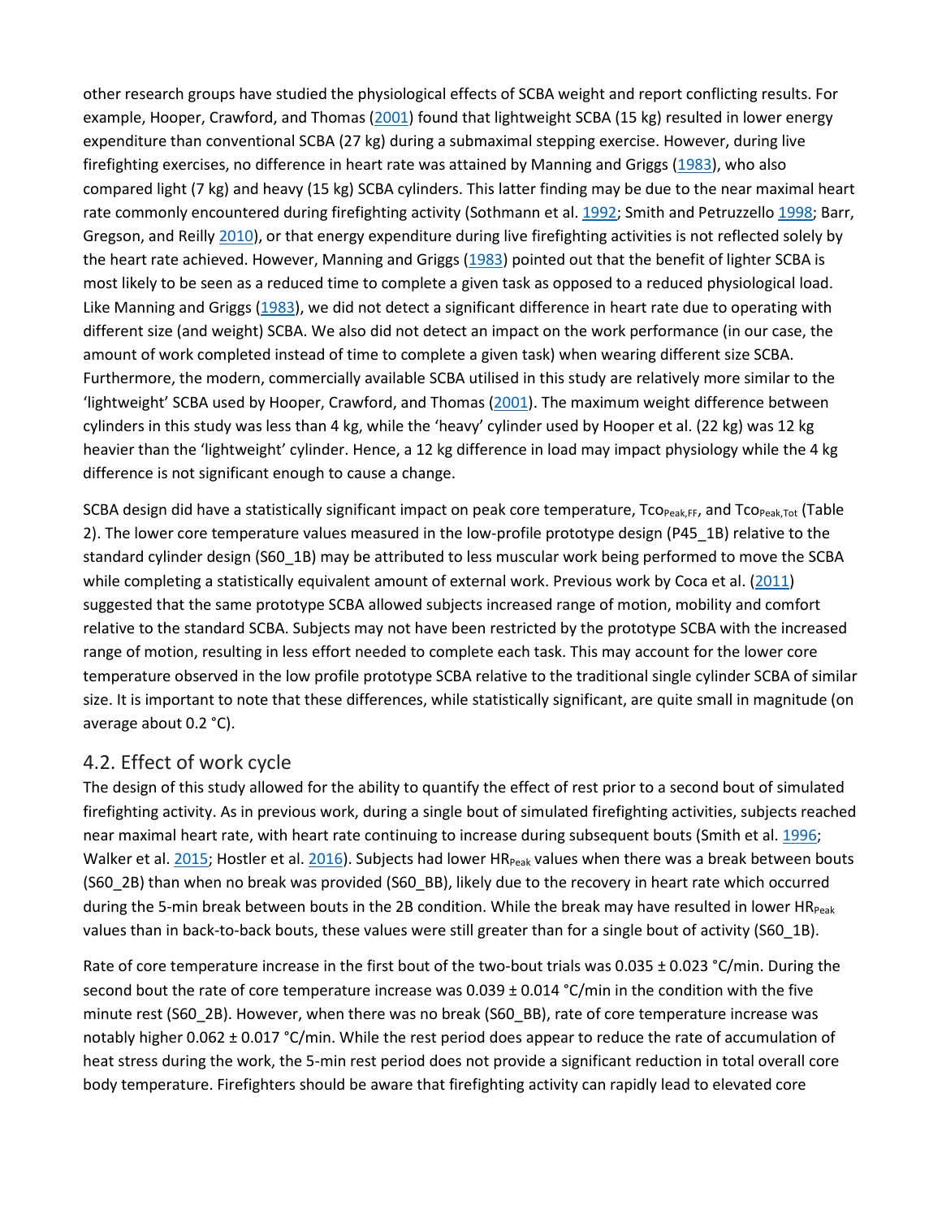other research groups have studied the physiological effects of SCBA weight and report conflicting results. For example, Hooper, Crawford, and Thomas (2001) found that lightweight SCBA (15 kg) resulted in lower energy expenditure than conventional SCBA (27 kg) during a submaximal stepping exercise. However, during live firefighting exercises, no difference in heart rate was attained by Manning and Griggs (1983), who also compared light (7 kg) and heavy (15 kg) SCBA cylinders. This latter finding may be due to the near maximal heart rate commonly encountered during firefighting activity (Sothmann et al. 1992; Smith and Petruzzello 1998; Barr, Gregson, and Reilly 2010), or that energy expenditure during live firefighting activities is not reflected solely by the heart rate achieved. However, Manning and Griggs (1983) pointed out that the benefit of lighter SCBA is most likely to be seen as a reduced time to complete a given task as opposed to a reduced physiological load. Like Manning and Griggs (1983), we did not detect a significant difference in heart rate due to operating with different size (and weight) SCBA. We also did not detect an impact on the work performance (in our case, the amount of work completed instead of time to complete a given task) when wearing different size SCBA. Furthermore, the modern, commercially available SCBA utilised in this study are relatively more similar to the 'lightweight' SCBA used by Hooper, Crawford, and Thomas (2001). The maximum weight difference between cylinders in this study was less than 4 kg, while the 'heavy' cylinder used by Hooper et al. (22 kg) was 12 kg heavier than the 'lightweight' cylinder. Hence, a 12 kg difference in load may impact physiology while the 4 kg difference is not significant enough to cause a change.

SCBA design did have a statistically significant impact on peak core temperature, $Tco_{Peak,FF}$, and $Tco_{Peak,Tot}$ (Table 2). The lower core temperature values measured in the low-profile prototype design (P45_1B) relative to the standard cylinder design (S60_1B) may be attributed to less muscular work being performed to move the SCBA while completing a statistically equivalent amount of external work. Previous work by Coca et al. (2011) suggested that the same prototype SCBA allowed subjects increased range of motion, mobility and comfort relative to the standard SCBA. Subjects may not have been restricted by the prototype SCBA with the increased range of motion, resulting in less effort needed to complete each task. This may account for the lower core temperature observed in the low profile prototype SCBA relative to the traditional single cylinder SCBA of similar size. It is important to note that these differences, while statistically significant, are quite small in magnitude (on average about 0.2 °C).

## 4.2. Effect of work cycle

The design of this study allowed for the ability to quantify the effect of rest prior to a second bout of simulated firefighting activity. As in previous work, during a single bout of simulated firefighting activities, subjects reached near maximal heart rate, with heart rate continuing to increase during subsequent bouts (Smith et al. 1996; Walker et al. 2015; Hostler et al. 2016). Subjects had lower $HR_{Peak}$ values when there was a break between bouts (S60_2B) than when no break was provided (S60_BB), likely due to the recovery in heart rate which occurred during the 5-min break between bouts in the 2B condition. While the break may have resulted in lower $HR_{Peak}$ values than in back-to-back bouts, these values were still greater than for a single bout of activity (S60_1B).

Rate of core temperature increase in the first bout of the two-bout trials was 0.035 ± 0.023 °C/min. During the second bout the rate of core temperature increase was 0.039 ± 0.014 °C/min in the condition with the five minute rest (S60_2B). However, when there was no break (S60_BB), rate of core temperature increase was notably higher 0.062 ± 0.017 °C/min. While the rest period does appear to reduce the rate of accumulation of heat stress during the work, the 5-min rest period does not provide a significant reduction in total overall core body temperature. Firefighters should be aware that firefighting activity can rapidly lead to elevated core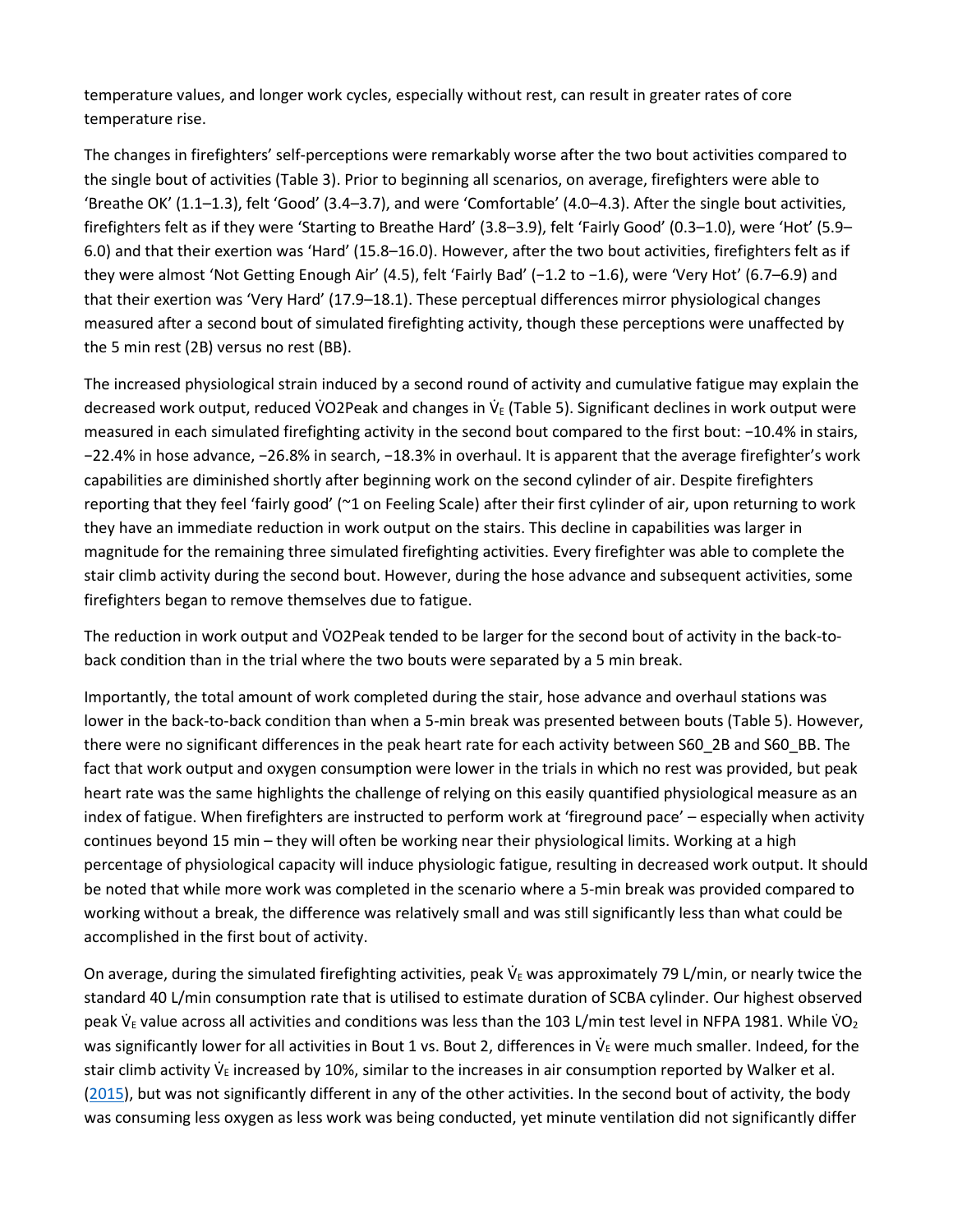temperature values, and longer work cycles, especially without rest, can result in greater rates of core temperature rise.

The changes in firefighters' self-perceptions were remarkably worse after the two bout activities compared to the single bout of activities (Table 3). Prior to beginning all scenarios, on average, firefighters were able to 'Breathe OK' (1.1–1.3), felt 'Good' (3.4–3.7), and were 'Comfortable' (4.0–4.3). After the single bout activities, firefighters felt as if they were 'Starting to Breathe Hard' (3.8–3.9), felt 'Fairly Good' (0.3–1.0), were 'Hot' (5.9–6.0) and that their exertion was 'Hard' (15.8–16.0). However, after the two bout activities, firefighters felt as if they were almost 'Not Getting Enough Air' (4.5), felt 'Fairly Bad' (−1.2 to −1.6), were 'Very Hot' (6.7–6.9) and that their exertion was 'Very Hard' (17.9–18.1). These perceptual differences mirror physiological changes measured after a second bout of simulated firefighting activity, though these perceptions were unaffected by the 5 min rest (2B) versus no rest (BB).

The increased physiological strain induced by a second round of activity and cumulative fatigue may explain the decreased work output, reduced $\dot{V}O2Peak$ and changes in $\dot{V}_E$ (Table 5). Significant declines in work output were measured in each simulated firefighting activity in the second bout compared to the first bout: −10.4% in stairs, −22.4% in hose advance, −26.8% in search, −18.3% in overhaul. It is apparent that the average firefighter's work capabilities are diminished shortly after beginning work on the second cylinder of air. Despite firefighters reporting that they feel 'fairly good' (~1 on Feeling Scale) after their first cylinder of air, upon returning to work they have an immediate reduction in work output on the stairs. This decline in capabilities was larger in magnitude for the remaining three simulated firefighting activities. Every firefighter was able to complete the stair climb activity during the second bout. However, during the hose advance and subsequent activities, some firefighters began to remove themselves due to fatigue.

The reduction in work output and $\dot{V}O2Peak$ tended to be larger for the second bout of activity in the back-to-back condition than in the trial where the two bouts were separated by a 5 min break.

Importantly, the total amount of work completed during the stair, hose advance and overhaul stations was lower in the back-to-back condition than when a 5-min break was presented between bouts (Table 5). However, there were no significant differences in the peak heart rate for each activity between S60_2B and S60_BB. The fact that work output and oxygen consumption were lower in the trials in which no rest was provided, but peak heart rate was the same highlights the challenge of relying on this easily quantified physiological measure as an index of fatigue. When firefighters are instructed to perform work at 'fireground pace' – especially when activity continues beyond 15 min – they will often be working near their physiological limits. Working at a high percentage of physiological capacity will induce physiologic fatigue, resulting in decreased work output. It should be noted that while more work was completed in the scenario where a 5-min break was provided compared to working without a break, the difference was relatively small and was still significantly less than what could be accomplished in the first bout of activity.

On average, during the simulated firefighting activities, peak $\dot{V}_E$ was approximately 79 L/min, or nearly twice the standard 40 L/min consumption rate that is utilised to estimate duration of SCBA cylinder. Our highest observed peak $\dot{V}_E$ value across all activities and conditions was less than the 103 L/min test level in NFPA 1981. While $\dot{V}O_2$ was significantly lower for all activities in Bout 1 vs. Bout 2, differences in $\dot{V}_E$ were much smaller. Indeed, for the stair climb activity $\dot{V}_E$ increased by 10%, similar to the increases in air consumption reported by Walker et al. (2015), but was not significantly different in any of the other activities. In the second bout of activity, the body was consuming less oxygen as less work was being conducted, yet minute ventilation did not significantly differ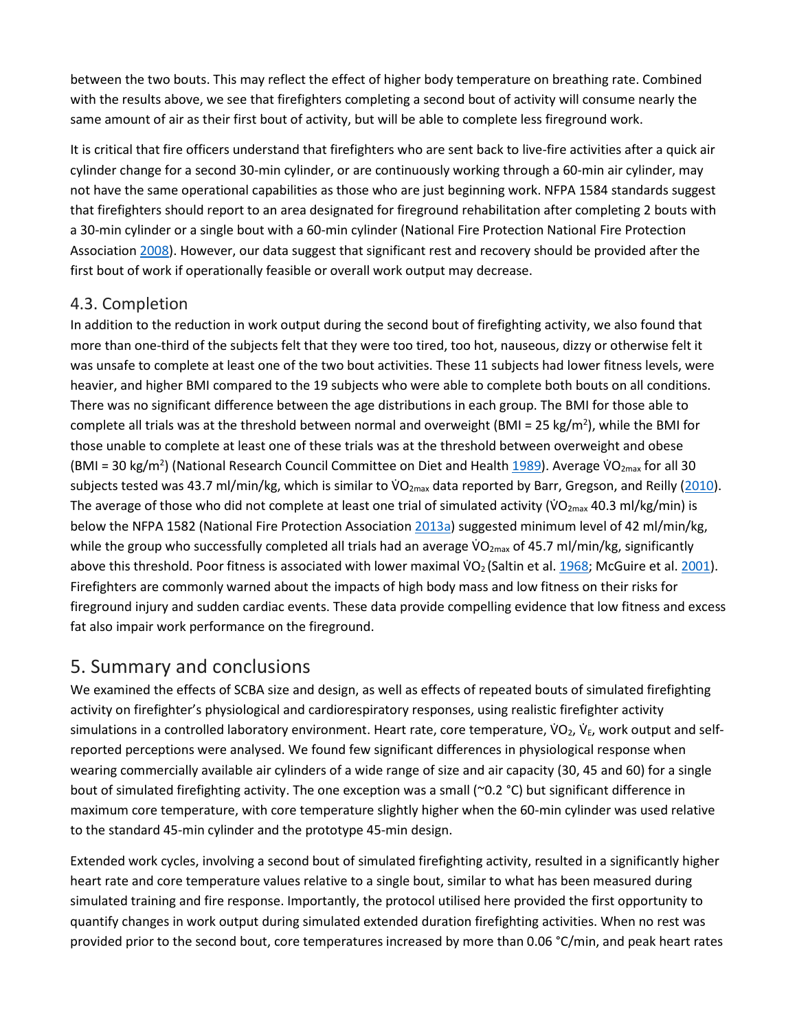between the two bouts. This may reflect the effect of higher body temperature on breathing rate. Combined with the results above, we see that firefighters completing a second bout of activity will consume nearly the same amount of air as their first bout of activity, but will be able to complete less fireground work.

It is critical that fire officers understand that firefighters who are sent back to live-fire activities after a quick air cylinder change for a second 30-min cylinder, or are continuously working through a 60-min air cylinder, may not have the same operational capabilities as those who are just beginning work. NFPA 1584 standards suggest that firefighters should report to an area designated for fireground rehabilitation after completing 2 bouts with a 30-min cylinder or a single bout with a 60-min cylinder (National Fire Protection National Fire Protection Association 2008). However, our data suggest that significant rest and recovery should be provided after the first bout of work if operationally feasible or overall work output may decrease.

## 4.3. Completion

In addition to the reduction in work output during the second bout of firefighting activity, we also found that more than one-third of the subjects felt that they were too tired, too hot, nauseous, dizzy or otherwise felt it was unsafe to complete at least one of the two bout activities. These 11 subjects had lower fitness levels, were heavier, and higher BMI compared to the 19 subjects who were able to complete both bouts on all conditions. There was no significant difference between the age distributions in each group. The BMI for those able to complete all trials was at the threshold between normal and overweight (BMI = 25 kg/m$^2$), while the BMI for those unable to complete at least one of these trials was at the threshold between overweight and obese (BMI = 30 kg/m$^2$) (National Research Council Committee on Diet and Health 1989). Average $\dot{V}O_{2max}$ for all 30 subjects tested was 43.7 ml/min/kg, which is similar to $\dot{V}O_{2max}$ data reported by Barr, Gregson, and Reilly (2010). The average of those who did not complete at least one trial of simulated activity ($\dot{V}O_{2max}$ 40.3 ml/kg/min) is below the NFPA 1582 (National Fire Protection Association 2013a) suggested minimum level of 42 ml/min/kg, while the group who successfully completed all trials had an average $\dot{V}O_{2max}$ of 45.7 ml/min/kg, significantly above this threshold. Poor fitness is associated with lower maximal $\dot{V}O_2$ (Saltin et al. 1968; McGuire et al. 2001). Firefighters are commonly warned about the impacts of high body mass and low fitness on their risks for fireground injury and sudden cardiac events. These data provide compelling evidence that low fitness and excess fat also impair work performance on the fireground.

# 5. Summary and conclusions

We examined the effects of SCBA size and design, as well as effects of repeated bouts of simulated firefighting activity on firefighter's physiological and cardiorespiratory responses, using realistic firefighter activity simulations in a controlled laboratory environment. Heart rate, core temperature, $\dot{V}O_2$, $\dot{V}_E$, work output and self-reported perceptions were analysed. We found few significant differences in physiological response when wearing commercially available air cylinders of a wide range of size and air capacity (30, 45 and 60) for a single bout of simulated firefighting activity. The one exception was a small (~0.2 °C) but significant difference in maximum core temperature, with core temperature slightly higher when the 60-min cylinder was used relative to the standard 45-min cylinder and the prototype 45-min design.

Extended work cycles, involving a second bout of simulated firefighting activity, resulted in a significantly higher heart rate and core temperature values relative to a single bout, similar to what has been measured during simulated training and fire response. Importantly, the protocol utilised here provided the first opportunity to quantify changes in work output during simulated extended duration firefighting activities. When no rest was provided prior to the second bout, core temperatures increased by more than 0.06 °C/min, and peak heart rates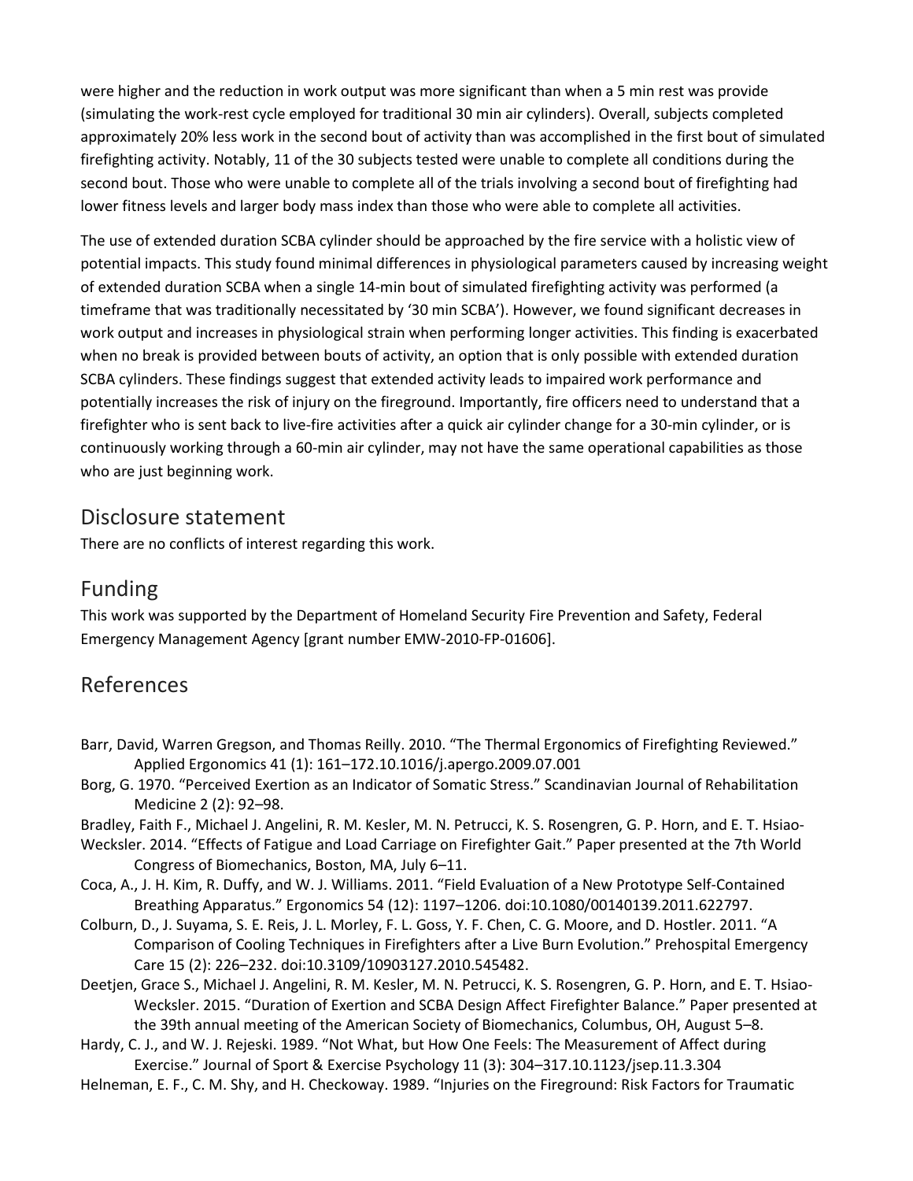were higher and the reduction in work output was more significant than when a 5 min rest was provide (simulating the work-rest cycle employed for traditional 30 min air cylinders). Overall, subjects completed approximately 20% less work in the second bout of activity than was accomplished in the first bout of simulated firefighting activity. Notably, 11 of the 30 subjects tested were unable to complete all conditions during the second bout. Those who were unable to complete all of the trials involving a second bout of firefighting had lower fitness levels and larger body mass index than those who were able to complete all activities.

The use of extended duration SCBA cylinder should be approached by the fire service with a holistic view of potential impacts. This study found minimal differences in physiological parameters caused by increasing weight of extended duration SCBA when a single 14-min bout of simulated firefighting activity was performed (a timeframe that was traditionally necessitated by '30 min SCBA'). However, we found significant decreases in work output and increases in physiological strain when performing longer activities. This finding is exacerbated when no break is provided between bouts of activity, an option that is only possible with extended duration SCBA cylinders. These findings suggest that extended activity leads to impaired work performance and potentially increases the risk of injury on the fireground. Importantly, fire officers need to understand that a firefighter who is sent back to live-fire activities after a quick air cylinder change for a 30-min cylinder, or is continuously working through a 60-min air cylinder, may not have the same operational capabilities as those who are just beginning work.

## Disclosure statement

There are no conflicts of interest regarding this work.

## Funding

This work was supported by the Department of Homeland Security Fire Prevention and Safety, Federal Emergency Management Agency [grant number EMW-2010-FP-01606].

## References

Barr, David, Warren Gregson, and Thomas Reilly. 2010. "The Thermal Ergonomics of Firefighting Reviewed." Applied Ergonomics 41 (1): 161–172.10.1016/j.apergo.2009.07.001

Borg, G. 1970. "Perceived Exertion as an Indicator of Somatic Stress." Scandinavian Journal of Rehabilitation Medicine 2 (2): 92–98.

Bradley, Faith F., Michael J. Angelini, R. M. Kesler, M. N. Petrucci, K. S. Rosengren, G. P. Horn, and E. T. Hsiao-Wecksler. 2014. "Effects of Fatigue and Load Carriage on Firefighter Gait." Paper presented at the 7th World Congress of Biomechanics, Boston, MA, July 6–11.

Coca, A., J. H. Kim, R. Duffy, and W. J. Williams. 2011. "Field Evaluation of a New Prototype Self-Contained Breathing Apparatus." Ergonomics 54 (12): 1197–1206. doi:10.1080/00140139.2011.622797.

Colburn, D., J. Suyama, S. E. Reis, J. L. Morley, F. L. Goss, Y. F. Chen, C. G. Moore, and D. Hostler. 2011. "A Comparison of Cooling Techniques in Firefighters after a Live Burn Evolution." Prehospital Emergency Care 15 (2): 226–232. doi:10.3109/10903127.2010.545482.

Deetjen, Grace S., Michael J. Angelini, R. M. Kesler, M. N. Petrucci, K. S. Rosengren, G. P. Horn, and E. T. Hsiao-Wecksler. 2015. "Duration of Exertion and SCBA Design Affect Firefighter Balance." Paper presented at the 39th annual meeting of the American Society of Biomechanics, Columbus, OH, August 5–8.

Hardy, C. J., and W. J. Rejeski. 1989. "Not What, but How One Feels: The Measurement of Affect during Exercise." Journal of Sport & Exercise Psychology 11 (3): 304–317.10.1123/jsep.11.3.304

Helneman, E. F., C. M. Shy, and H. Checkoway. 1989. "Injuries on the Fireground: Risk Factors for Traumatic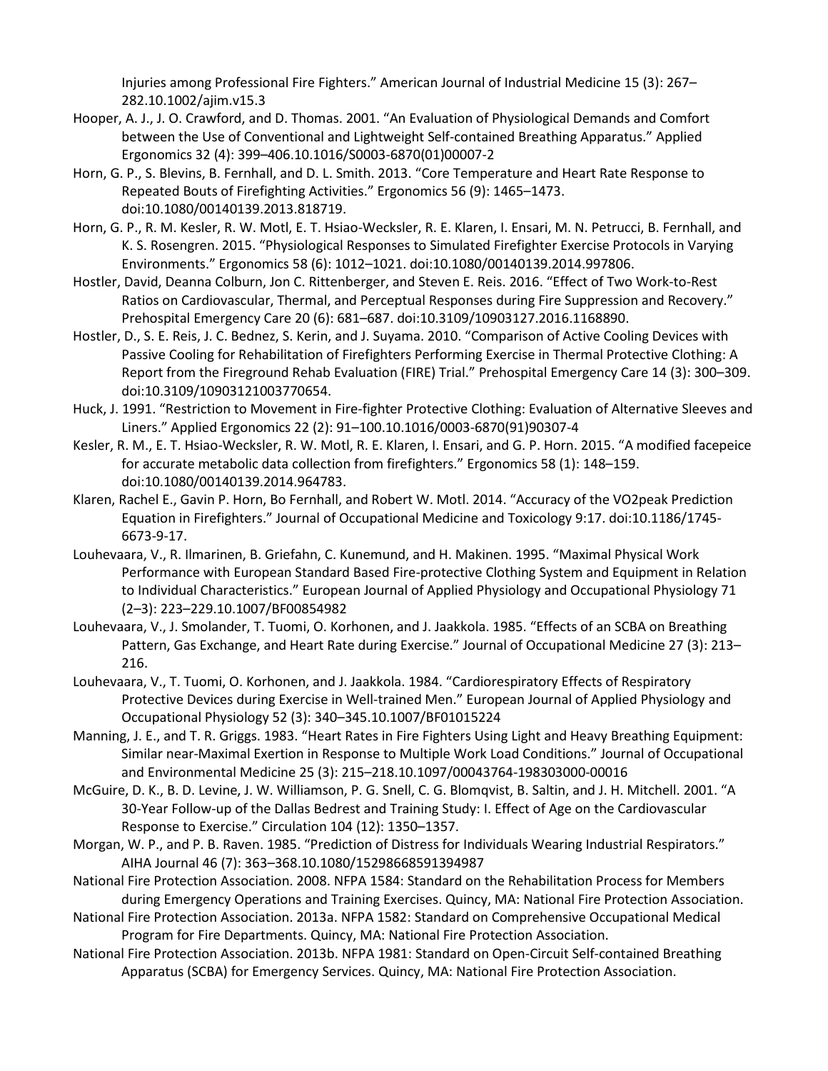Injuries among Professional Fire Fighters." American Journal of Industrial Medicine 15 (3): 267–282.10.1002/ajim.v15.3

Hooper, A. J., J. O. Crawford, and D. Thomas. 2001. "An Evaluation of Physiological Demands and Comfort between the Use of Conventional and Lightweight Self-contained Breathing Apparatus." Applied Ergonomics 32 (4): 399–406.10.1016/S0003-6870(01)00007-2

Horn, G. P., S. Blevins, B. Fernhall, and D. L. Smith. 2013. "Core Temperature and Heart Rate Response to Repeated Bouts of Firefighting Activities." Ergonomics 56 (9): 1465–1473. doi:10.1080/00140139.2013.818719.

Horn, G. P., R. M. Kesler, R. W. Motl, E. T. Hsiao-Wecksler, R. E. Klaren, I. Ensari, M. N. Petrucci, B. Fernhall, and K. S. Rosengren. 2015. "Physiological Responses to Simulated Firefighter Exercise Protocols in Varying Environments." Ergonomics 58 (6): 1012–1021. doi:10.1080/00140139.2014.997806.

Hostler, David, Deanna Colburn, Jon C. Rittenberger, and Steven E. Reis. 2016. "Effect of Two Work-to-Rest Ratios on Cardiovascular, Thermal, and Perceptual Responses during Fire Suppression and Recovery." Prehospital Emergency Care 20 (6): 681–687. doi:10.3109/10903127.2016.1168890.

Hostler, D., S. E. Reis, J. C. Bednez, S. Kerin, and J. Suyama. 2010. "Comparison of Active Cooling Devices with Passive Cooling for Rehabilitation of Firefighters Performing Exercise in Thermal Protective Clothing: A Report from the Fireground Rehab Evaluation (FIRE) Trial." Prehospital Emergency Care 14 (3): 300–309. doi:10.3109/10903121003770654.

Huck, J. 1991. "Restriction to Movement in Fire-fighter Protective Clothing: Evaluation of Alternative Sleeves and Liners." Applied Ergonomics 22 (2): 91–100.10.1016/0003-6870(91)90307-4

Kesler, R. M., E. T. Hsiao-Wecksler, R. W. Motl, R. E. Klaren, I. Ensari, and G. P. Horn. 2015. "A modified facepeice for accurate metabolic data collection from firefighters." Ergonomics 58 (1): 148–159. doi:10.1080/00140139.2014.964783.

Klaren, Rachel E., Gavin P. Horn, Bo Fernhall, and Robert W. Motl. 2014. "Accuracy of the VO2peak Prediction Equation in Firefighters." Journal of Occupational Medicine and Toxicology 9:17. doi:10.1186/1745-6673-9-17.

Louhevaara, V., R. Ilmarinen, B. Griefahn, C. Kunemund, and H. Makinen. 1995. "Maximal Physical Work Performance with European Standard Based Fire-protective Clothing System and Equipment in Relation to Individual Characteristics." European Journal of Applied Physiology and Occupational Physiology 71 (2–3): 223–229.10.1007/BF00854982

Louhevaara, V., J. Smolander, T. Tuomi, O. Korhonen, and J. Jaakkola. 1985. "Effects of an SCBA on Breathing Pattern, Gas Exchange, and Heart Rate during Exercise." Journal of Occupational Medicine 27 (3): 213–216.

Louhevaara, V., T. Tuomi, O. Korhonen, and J. Jaakkola. 1984. "Cardiorespiratory Effects of Respiratory Protective Devices during Exercise in Well-trained Men." European Journal of Applied Physiology and Occupational Physiology 52 (3): 340–345.10.1007/BF01015224

Manning, J. E., and T. R. Griggs. 1983. "Heart Rates in Fire Fighters Using Light and Heavy Breathing Equipment: Similar near-Maximal Exertion in Response to Multiple Work Load Conditions." Journal of Occupational and Environmental Medicine 25 (3): 215–218.10.1097/00043764-198303000-00016

McGuire, D. K., B. D. Levine, J. W. Williamson, P. G. Snell, C. G. Blomqvist, B. Saltin, and J. H. Mitchell. 2001. "A 30-Year Follow-up of the Dallas Bedrest and Training Study: I. Effect of Age on the Cardiovascular Response to Exercise." Circulation 104 (12): 1350–1357.

Morgan, W. P., and P. B. Raven. 1985. "Prediction of Distress for Individuals Wearing Industrial Respirators." AIHA Journal 46 (7): 363–368.10.1080/15298668591394987

National Fire Protection Association. 2008. NFPA 1584: Standard on the Rehabilitation Process for Members during Emergency Operations and Training Exercises. Quincy, MA: National Fire Protection Association.

National Fire Protection Association. 2013a. NFPA 1582: Standard on Comprehensive Occupational Medical Program for Fire Departments. Quincy, MA: National Fire Protection Association.

National Fire Protection Association. 2013b. NFPA 1981: Standard on Open-Circuit Self-contained Breathing Apparatus (SCBA) for Emergency Services. Quincy, MA: National Fire Protection Association.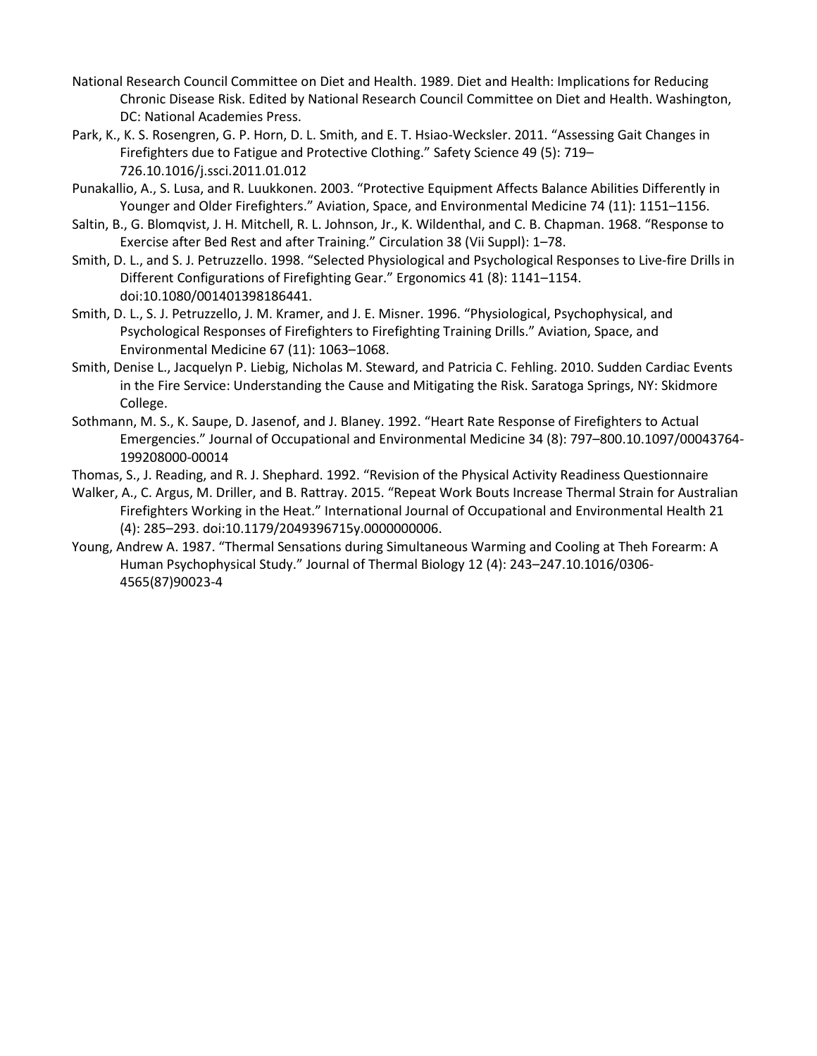National Research Council Committee on Diet and Health. 1989. Diet and Health: Implications for Reducing Chronic Disease Risk. Edited by National Research Council Committee on Diet and Health. Washington, DC: National Academies Press.

Park, K., K. S. Rosengren, G. P. Horn, D. L. Smith, and E. T. Hsiao-Wecksler. 2011. "Assessing Gait Changes in Firefighters due to Fatigue and Protective Clothing." Safety Science 49 (5): 719–726.10.1016/j.ssci.2011.01.012

Punakallio, A., S. Lusa, and R. Luukkonen. 2003. "Protective Equipment Affects Balance Abilities Differently in Younger and Older Firefighters." Aviation, Space, and Environmental Medicine 74 (11): 1151–1156.

Saltin, B., G. Blomqvist, J. H. Mitchell, R. L. Johnson, Jr., K. Wildenthal, and C. B. Chapman. 1968. "Response to Exercise after Bed Rest and after Training." Circulation 38 (Vii Suppl): 1–78.

Smith, D. L., and S. J. Petruzzello. 1998. "Selected Physiological and Psychological Responses to Live-fire Drills in Different Configurations of Firefighting Gear." Ergonomics 41 (8): 1141–1154. doi:10.1080/001401398186441.

Smith, D. L., S. J. Petruzzello, J. M. Kramer, and J. E. Misner. 1996. "Physiological, Psychophysical, and Psychological Responses of Firefighters to Firefighting Training Drills." Aviation, Space, and Environmental Medicine 67 (11): 1063–1068.

Smith, Denise L., Jacquelyn P. Liebig, Nicholas M. Steward, and Patricia C. Fehling. 2010. Sudden Cardiac Events in the Fire Service: Understanding the Cause and Mitigating the Risk. Saratoga Springs, NY: Skidmore College.

Sothmann, M. S., K. Saupe, D. Jasenof, and J. Blaney. 1992. "Heart Rate Response of Firefighters to Actual Emergencies." Journal of Occupational and Environmental Medicine 34 (8): 797–800.10.1097/00043764-199208000-00014

Thomas, S., J. Reading, and R. J. Shephard. 1992. "Revision of the Physical Activity Readiness Questionnaire

Walker, A., C. Argus, M. Driller, and B. Rattray. 2015. "Repeat Work Bouts Increase Thermal Strain for Australian Firefighters Working in the Heat." International Journal of Occupational and Environmental Health 21 (4): 285–293. doi:10.1179/2049396715y.0000000006.

Young, Andrew A. 1987. "Thermal Sensations during Simultaneous Warming and Cooling at Theh Forearm: A Human Psychophysical Study." Journal of Thermal Biology 12 (4): 243–247.10.1016/0306-4565(87)90023-4